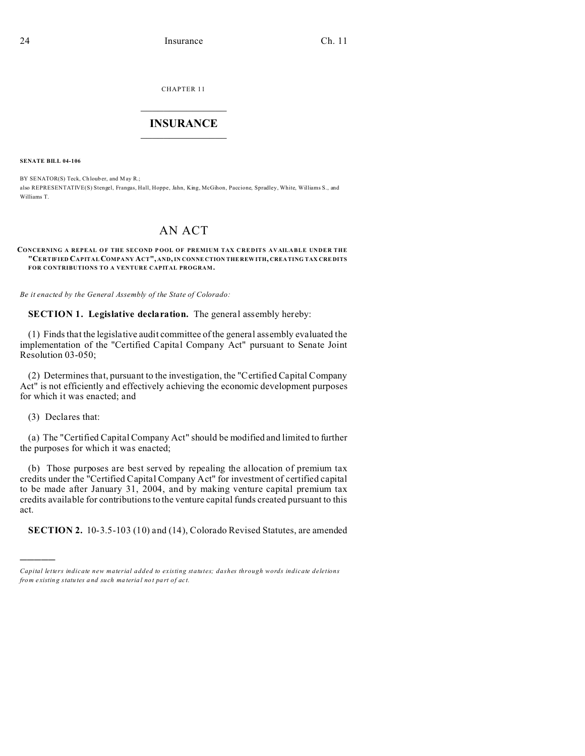CHAPTER 11

# INSURANCE

**SENATE BILL 04-106**

BY SENATOR(S) Teck, Chlouber, and May R.;
also REPRESENTATIVE(S) Stengel, Frangas, Hall, Hoppe, Jahn, King, McGihon, Paccione, Spradley, White, Williams S., and Williams T.

## AN ACT

**CONCERNING A REPEAL OF THE SECOND POOL OF PREMIUM TAX CREDITS AVAILABLE UNDER THE "CERTIFIED CAPITAL COMPANY ACT", AND, IN CONNECTION THEREWITH, CREATING TAX CREDITS FOR CONTRIBUTIONS TO A VENTURE CAPITAL PROGRAM.**

*Be it enacted by the General Assembly of the State of Colorado:*

**SECTION 1. Legislative declaration.** The general assembly hereby:

(1) Finds that the legislative audit committee of the general assembly evaluated the implementation of the "Certified Capital Company Act" pursuant to Senate Joint Resolution 03-050;

(2) Determines that, pursuant to the investigation, the "Certified Capital Company Act" is not efficiently and effectively achieving the economic development purposes for which it was enacted; and

(3) Declares that:

(a) The "Certified Capital Company Act" should be modified and limited to further the purposes for which it was enacted;

(b) Those purposes are best served by repealing the allocation of premium tax credits under the "Certified Capital Company Act" for investment of certified capital to be made after January 31, 2004, and by making venture capital premium tax credits available for contributions to the venture capital funds created pursuant to this act.

**SECTION 2.** 10-3.5-103 (10) and (14), Colorado Revised Statutes, are amended

---

*Capital letters indicate new material added to existing statutes; dashes through words indicate deletions from existing statutes and such material not part of act.*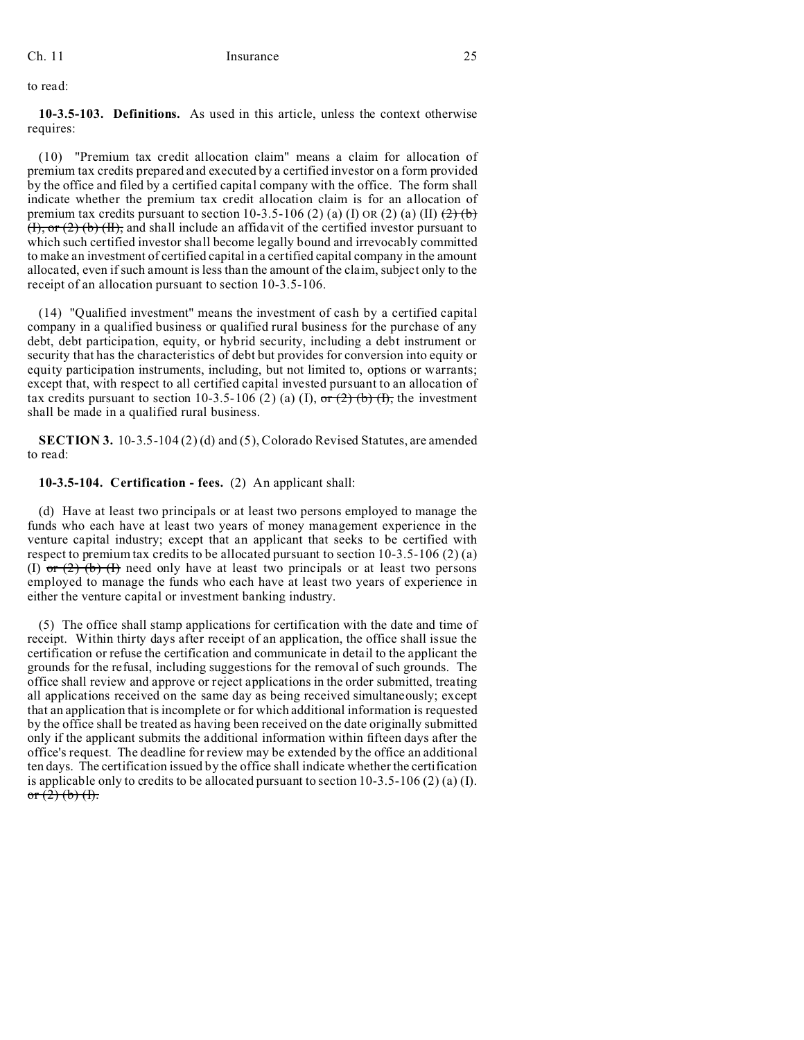to read:

**10-3.5-103. Definitions.** As used in this article, unless the context otherwise requires:

(10) "Premium tax credit allocation claim" means a claim for allocation of premium tax credits prepared and executed by a certified investor on a form provided by the office and filed by a certified capital company with the office. The form shall indicate whether the premium tax credit allocation claim is for an allocation of premium tax credits pursuant to section 10-3.5-106 (2) (a) (I) OR (2) (a) (II) ~~(2) (b) (I), or (2) (b) (II),~~ and shall include an affidavit of the certified investor pursuant to which such certified investor shall become legally bound and irrevocably committed to make an investment of certified capital in a certified capital company in the amount allocated, even if such amount is less than the amount of the claim, subject only to the receipt of an allocation pursuant to section 10-3.5-106.

(14) "Qualified investment" means the investment of cash by a certified capital company in a qualified business or qualified rural business for the purchase of any debt, debt participation, equity, or hybrid security, including a debt instrument or security that has the characteristics of debt but provides for conversion into equity or equity participation instruments, including, but not limited to, options or warrants; except that, with respect to all certified capital invested pursuant to an allocation of tax credits pursuant to section 10-3.5-106 (2) (a) (I), ~~or (2) (b) (I),~~ the investment shall be made in a qualified rural business.

**SECTION 3.** 10-3.5-104 (2) (d) and (5), Colorado Revised Statutes, are amended to read:

**10-3.5-104. Certification - fees.** (2) An applicant shall:

(d) Have at least two principals or at least two persons employed to manage the funds who each have at least two years of money management experience in the venture capital industry; except that an applicant that seeks to be certified with respect to premium tax credits to be allocated pursuant to section 10-3.5-106 (2) (a) (I) ~~or (2) (b) (I)~~ need only have at least two principals or at least two persons employed to manage the funds who each have at least two years of experience in either the venture capital or investment banking industry.

(5) The office shall stamp applications for certification with the date and time of receipt. Within thirty days after receipt of an application, the office shall issue the certification or refuse the certification and communicate in detail to the applicant the grounds for the refusal, including suggestions for the removal of such grounds. The office shall review and approve or reject applications in the order submitted, treating all applications received on the same day as being received simultaneously; except that an application that is incomplete or for which additional information is requested by the office shall be treated as having been received on the date originally submitted only if the applicant submits the additional information within fifteen days after the office's request. The deadline for review may be extended by the office an additional ten days. The certification issued by the office shall indicate whether the certification is applicable only to credits to be allocated pursuant to section 10-3.5-106 (2) (a) (I). ~~or (2) (b) (I).~~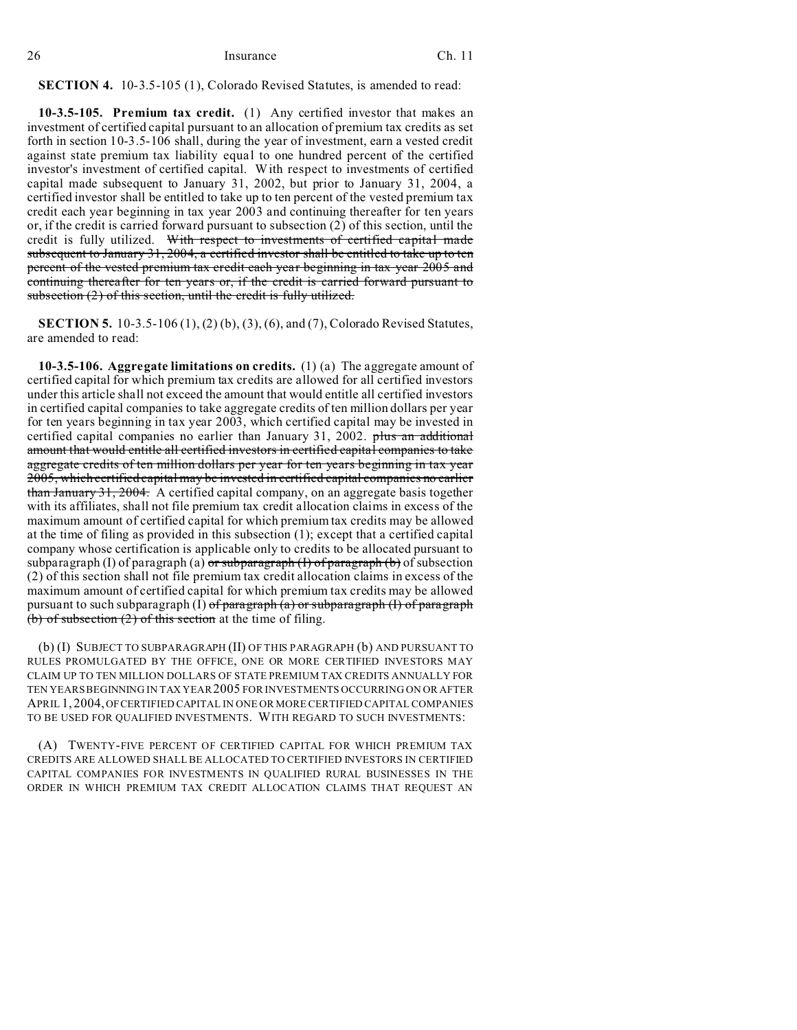**SECTION 4.** 10-3.5-105 (1), Colorado Revised Statutes, is amended to read:

**10-3.5-105. Premium tax credit.** (1) Any certified investor that makes an investment of certified capital pursuant to an allocation of premium tax credits as set forth in section 10-3.5-106 shall, during the year of investment, earn a vested credit against state premium tax liability equal to one hundred percent of the certified investor's investment of certified capital. With respect to investments of certified capital made subsequent to January 31, 2002, but prior to January 31, 2004, a certified investor shall be entitled to take up to ten percent of the vested premium tax credit each year beginning in tax year 2003 and continuing thereafter for ten years or, if the credit is carried forward pursuant to subsection (2) of this section, until the credit is fully utilized. ~~With respect to investments of certified capital made subsequent to January 31, 2004, a certified investor shall be entitled to take up to ten percent of the vested premium tax credit each year beginning in tax year 2005 and continuing thereafter for ten years or, if the credit is carried forward pursuant to subsection (2) of this section, until the credit is fully utilized.~~

**SECTION 5.** 10-3.5-106 (1), (2) (b), (3), (6), and (7), Colorado Revised Statutes, are amended to read:

**10-3.5-106. Aggregate limitations on credits.** (1) (a) The aggregate amount of certified capital for which premium tax credits are allowed for all certified investors under this article shall not exceed the amount that would entitle all certified investors in certified capital companies to take aggregate credits of ten million dollars per year for ten years beginning in tax year 2003, which certified capital may be invested in certified capital companies no earlier than January 31, 2002. ~~plus an additional amount that would entitle all certified investors in certified capital companies to take aggregate credits of ten million dollars per year for ten years beginning in tax year 2005, which certified capital may be invested in certified capital companies no earlier than January 31, 2004.~~ A certified capital company, on an aggregate basis together with its affiliates, shall not file premium tax credit allocation claims in excess of the maximum amount of certified capital for which premium tax credits may be allowed at the time of filing as provided in this subsection (1); except that a certified capital company whose certification is applicable only to credits to be allocated pursuant to subparagraph (I) of paragraph (a) ~~or subparagraph (I) of paragraph (b)~~ of subsection (2) of this section shall not file premium tax credit allocation claims in excess of the maximum amount of certified capital for which premium tax credits may be allowed pursuant to such subparagraph (I) ~~of paragraph (a) or subparagraph (I) of paragraph (b) of subsection (2) of this section~~ at the time of filing.

(b) (I) SUBJECT TO SUBPARAGRAPH (II) OF THIS PARAGRAPH (b) AND PURSUANT TO RULES PROMULGATED BY THE OFFICE, ONE OR MORE CERTIFIED INVESTORS MAY CLAIM UP TO TEN MILLION DOLLARS OF STATE PREMIUM TAX CREDITS ANNUALLY FOR TEN YEARS BEGINNING IN TAX YEAR 2005 FOR INVESTMENTS OCCURRING ON OR AFTER APRIL 1, 2004, OF CERTIFIED CAPITAL IN ONE OR MORE CERTIFIED CAPITAL COMPANIES TO BE USED FOR QUALIFIED INVESTMENTS. WITH REGARD TO SUCH INVESTMENTS:

(A) TWENTY-FIVE PERCENT OF CERTIFIED CAPITAL FOR WHICH PREMIUM TAX CREDITS ARE ALLOWED SHALL BE ALLOCATED TO CERTIFIED INVESTORS IN CERTIFIED CAPITAL COMPANIES FOR INVESTMENTS IN QUALIFIED RURAL BUSINESSES IN THE ORDER IN WHICH PREMIUM TAX CREDIT ALLOCATION CLAIMS THAT REQUEST AN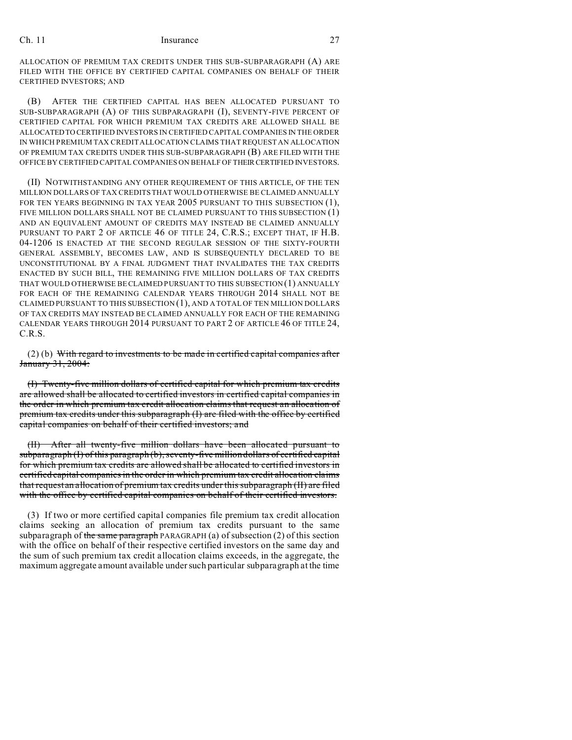ALLOCATION OF PREMIUM TAX CREDITS UNDER THIS SUB-SUBPARAGRAPH (A) ARE FILED WITH THE OFFICE BY CERTIFIED CAPITAL COMPANIES ON BEHALF OF THEIR CERTIFIED INVESTORS; AND

(B) AFTER THE CERTIFIED CAPITAL HAS BEEN ALLOCATED PURSUANT TO SUB-SUBPARAGRAPH (A) OF THIS SUBPARAGRAPH (I), SEVENTY-FIVE PERCENT OF CERTIFIED CAPITAL FOR WHICH PREMIUM TAX CREDITS ARE ALLOWED SHALL BE ALLOCATED TO CERTIFIED INVESTORS IN CERTIFIED CAPITAL COMPANIES IN THE ORDER IN WHICH PREMIUM TAX CREDIT ALLOCATION CLAIMS THAT REQUEST AN ALLOCATION OF PREMIUM TAX CREDITS UNDER THIS SUB-SUBPARAGRAPH (B) ARE FILED WITH THE OFFICE BY CERTIFIED CAPITAL COMPANIES ON BEHALF OF THEIR CERTIFIED INVESTORS.

(II) NOTWITHSTANDING ANY OTHER REQUIREMENT OF THIS ARTICLE, OF THE TEN MILLION DOLLARS OF TAX CREDITS THAT WOULD OTHERWISE BE CLAIMED ANNUALLY FOR TEN YEARS BEGINNING IN TAX YEAR 2005 PURSUANT TO THIS SUBSECTION (1), FIVE MILLION DOLLARS SHALL NOT BE CLAIMED PURSUANT TO THIS SUBSECTION (1) AND AN EQUIVALENT AMOUNT OF CREDITS MAY INSTEAD BE CLAIMED ANNUALLY PURSUANT TO PART 2 OF ARTICLE 46 OF TITLE 24, C.R.S.; EXCEPT THAT, IF H.B. 04-1206 IS ENACTED AT THE SECOND REGULAR SESSION OF THE SIXTY-FOURTH GENERAL ASSEMBLY, BECOMES LAW, AND IS SUBSEQUENTLY DECLARED TO BE UNCONSTITUTIONAL BY A FINAL JUDGMENT THAT INVALIDATES THE TAX CREDITS ENACTED BY SUCH BILL, THE REMAINING FIVE MILLION DOLLARS OF TAX CREDITS THAT WOULD OTHERWISE BE CLAIMED PURSUANT TO THIS SUBSECTION (1) ANNUALLY FOR EACH OF THE REMAINING CALENDAR YEARS THROUGH 2014 SHALL NOT BE CLAIMED PURSUANT TO THIS SUBSECTION (1), AND A TOTAL OF TEN MILLION DOLLARS OF TAX CREDITS MAY INSTEAD BE CLAIMED ANNUALLY FOR EACH OF THE REMAINING CALENDAR YEARS THROUGH 2014 PURSUANT TO PART 2 OF ARTICLE 46 OF TITLE 24, C.R.S.

(2) (b) ~~With regard to investments to be made in certified capital companies after January 31, 2004:~~

~~(I) Twenty-five million dollars of certified capital for which premium tax credits are allowed shall be allocated to certified investors in certified capital companies in the order in which premium tax credit allocation claims that request an allocation of premium tax credits under this subparagraph (I) are filed with the office by certified capital companies on behalf of their certified investors; and~~

~~(II) After all twenty-five million dollars have been allocated pursuant to subparagraph (I) of this paragraph (b), seventy-five million dollars of certified capital for which premium tax credits are allowed shall be allocated to certified investors in certified capital companies in the order in which premium tax credit allocation claims that request an allocation of premium tax credits under this subparagraph (II) are filed with the office by certified capital companies on behalf of their certified investors.~~

(3) If two or more certified capital companies file premium tax credit allocation claims seeking an allocation of premium tax credits pursuant to the same subparagraph of ~~the same paragraph~~ PARAGRAPH (a) of subsection (2) of this section with the office on behalf of their respective certified investors on the same day and the sum of such premium tax credit allocation claims exceeds, in the aggregate, the maximum aggregate amount available under such particular subparagraph at the time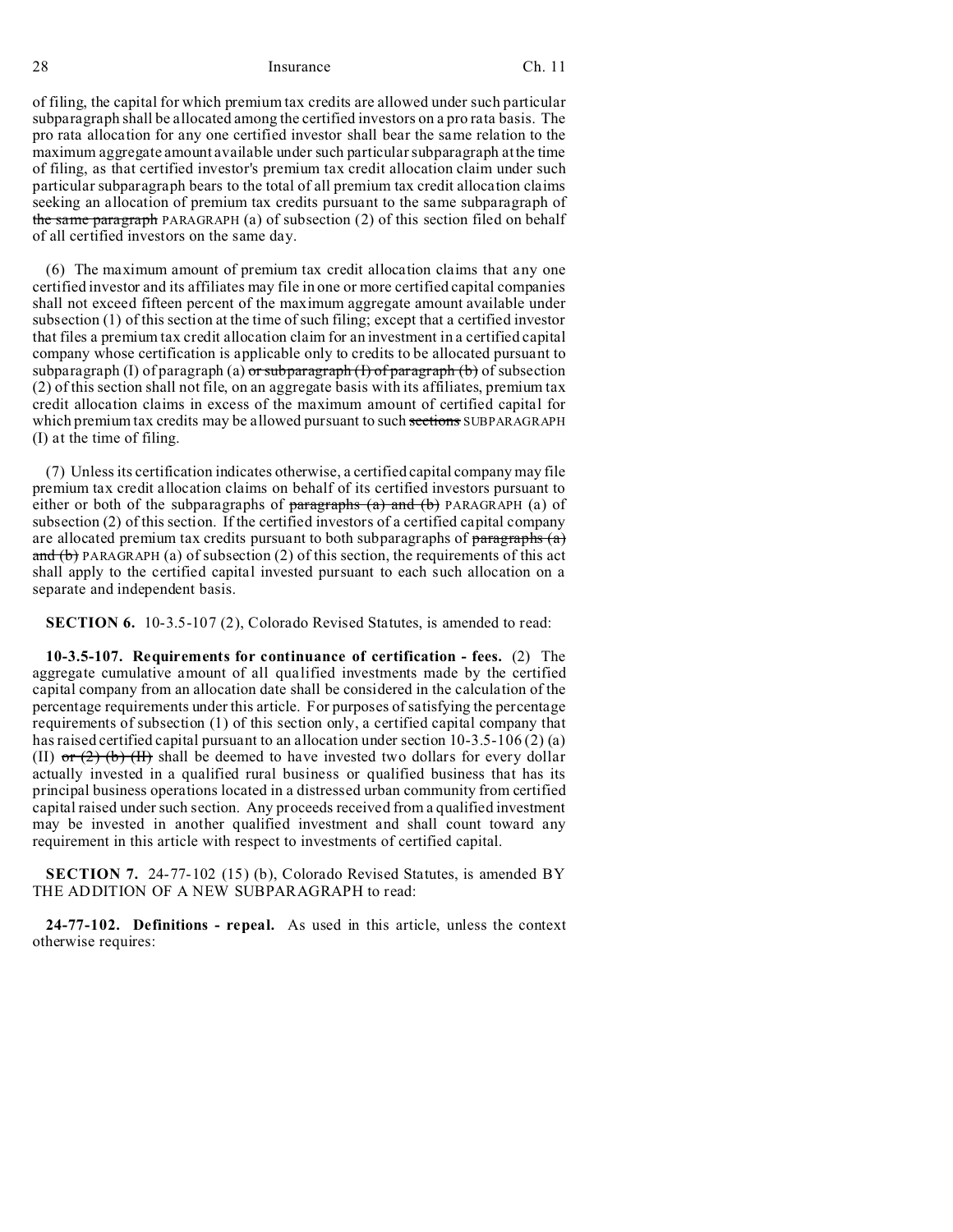of filing, the capital for which premium tax credits are allowed under such particular subparagraph shall be allocated among the certified investors on a pro rata basis. The pro rata allocation for any one certified investor shall bear the same relation to the maximum aggregate amount available under such particular subparagraph at the time of filing, as that certified investor's premium tax credit allocation claim under such particular subparagraph bears to the total of all premium tax credit allocation claims seeking an allocation of premium tax credits pursuant to the same subparagraph of ~~the same paragraph~~ PARAGRAPH (a) of subsection (2) of this section filed on behalf of all certified investors on the same day.

(6) The maximum amount of premium tax credit allocation claims that any one certified investor and its affiliates may file in one or more certified capital companies shall not exceed fifteen percent of the maximum aggregate amount available under subsection (1) of this section at the time of such filing; except that a certified investor that files a premium tax credit allocation claim for an investment in a certified capital company whose certification is applicable only to credits to be allocated pursuant to subparagraph (I) of paragraph (a) ~~or subparagraph (I) of paragraph (b)~~ of subsection (2) of this section shall not file, on an aggregate basis with its affiliates, premium tax credit allocation claims in excess of the maximum amount of certified capital for which premium tax credits may be allowed pursuant to such ~~sections~~ SUBPARAGRAPH (I) at the time of filing.

(7) Unless its certification indicates otherwise, a certified capital company may file premium tax credit allocation claims on behalf of its certified investors pursuant to either or both of the subparagraphs of ~~paragraphs (a) and (b)~~ PARAGRAPH (a) of subsection (2) of this section. If the certified investors of a certified capital company are allocated premium tax credits pursuant to both subparagraphs of ~~paragraphs (a) and (b)~~ PARAGRAPH (a) of subsection (2) of this section, the requirements of this act shall apply to the certified capital invested pursuant to each such allocation on a separate and independent basis.

**SECTION 6.** 10-3.5-107 (2), Colorado Revised Statutes, is amended to read:

**10-3.5-107. Requirements for continuance of certification - fees.** (2) The aggregate cumulative amount of all qualified investments made by the certified capital company from an allocation date shall be considered in the calculation of the percentage requirements under this article. For purposes of satisfying the percentage requirements of subsection (1) of this section only, a certified capital company that has raised certified capital pursuant to an allocation under section 10-3.5-106 (2) (a) (II) ~~or (2) (b) (II)~~ shall be deemed to have invested two dollars for every dollar actually invested in a qualified rural business or qualified business that has its principal business operations located in a distressed urban community from certified capital raised under such section. Any proceeds received from a qualified investment may be invested in another qualified investment and shall count toward any requirement in this article with respect to investments of certified capital.

**SECTION 7.** 24-77-102 (15) (b), Colorado Revised Statutes, is amended BY THE ADDITION OF A NEW SUBPARAGRAPH to read:

**24-77-102. Definitions - repeal.** As used in this article, unless the context otherwise requires: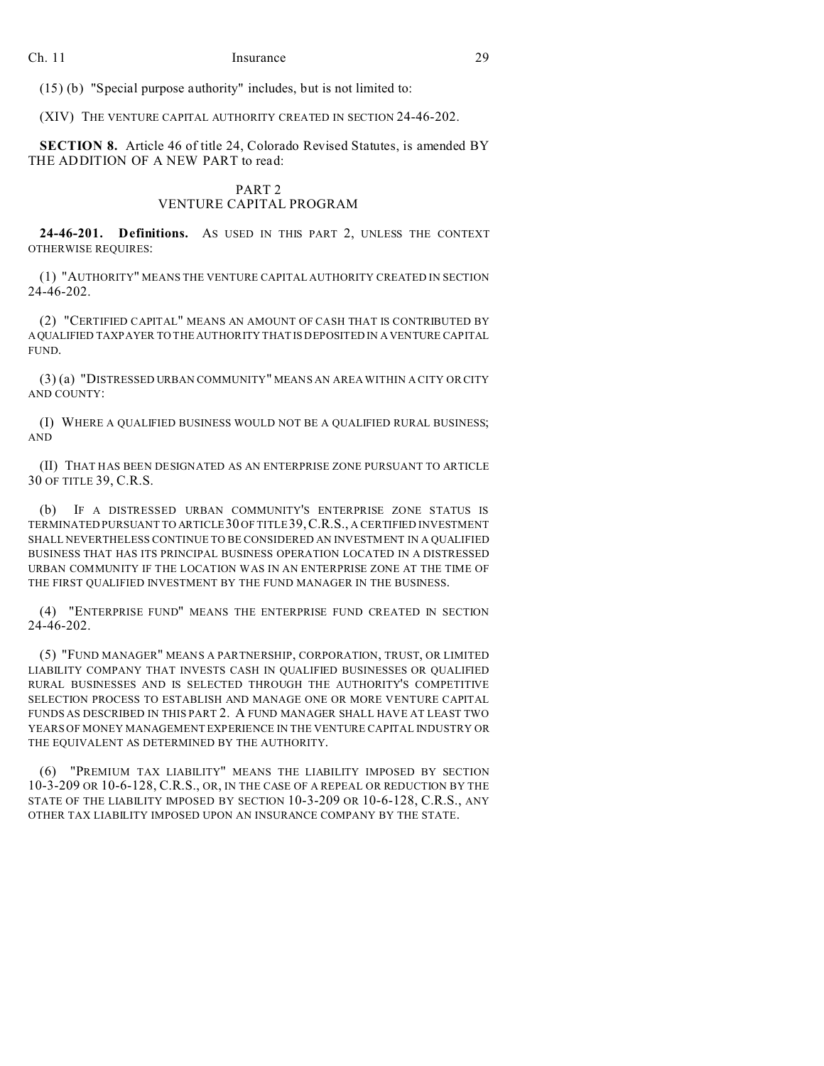(15) (b) "Special purpose authority" includes, but is not limited to:

(XIV) THE VENTURE CAPITAL AUTHORITY CREATED IN SECTION 24-46-202.

**SECTION 8.** Article 46 of title 24, Colorado Revised Statutes, is amended BY THE ADDITION OF A NEW PART to read:

PART 2
VENTURE CAPITAL PROGRAM

**24-46-201. Definitions.** AS USED IN THIS PART 2, UNLESS THE CONTEXT OTHERWISE REQUIRES:

(1) "AUTHORITY" MEANS THE VENTURE CAPITAL AUTHORITY CREATED IN SECTION 24-46-202.

(2) "CERTIFIED CAPITAL" MEANS AN AMOUNT OF CASH THAT IS CONTRIBUTED BY A QUALIFIED TAXPAYER TO THE AUTHORITY THAT IS DEPOSITED IN A VENTURE CAPITAL FUND.

(3) (a) "DISTRESSED URBAN COMMUNITY" MEANS AN AREA WITHIN A CITY OR CITY AND COUNTY:

(I) WHERE A QUALIFIED BUSINESS WOULD NOT BE A QUALIFIED RURAL BUSINESS; AND

(II) THAT HAS BEEN DESIGNATED AS AN ENTERPRISE ZONE PURSUANT TO ARTICLE 30 OF TITLE 39, C.R.S.

(b) IF A DISTRESSED URBAN COMMUNITY'S ENTERPRISE ZONE STATUS IS TERMINATED PURSUANT TO ARTICLE 30 OF TITLE 39, C.R.S., A CERTIFIED INVESTMENT SHALL NEVERTHELESS CONTINUE TO BE CONSIDERED AN INVESTMENT IN A QUALIFIED BUSINESS THAT HAS ITS PRINCIPAL BUSINESS OPERATION LOCATED IN A DISTRESSED URBAN COMMUNITY IF THE LOCATION WAS IN AN ENTERPRISE ZONE AT THE TIME OF THE FIRST QUALIFIED INVESTMENT BY THE FUND MANAGER IN THE BUSINESS.

(4) "ENTERPRISE FUND" MEANS THE ENTERPRISE FUND CREATED IN SECTION 24-46-202.

(5) "FUND MANAGER" MEANS A PARTNERSHIP, CORPORATION, TRUST, OR LIMITED LIABILITY COMPANY THAT INVESTS CASH IN QUALIFIED BUSINESSES OR QUALIFIED RURAL BUSINESSES AND IS SELECTED THROUGH THE AUTHORITY'S COMPETITIVE SELECTION PROCESS TO ESTABLISH AND MANAGE ONE OR MORE VENTURE CAPITAL FUNDS AS DESCRIBED IN THIS PART 2. A FUND MANAGER SHALL HAVE AT LEAST TWO YEARS OF MONEY MANAGEMENT EXPERIENCE IN THE VENTURE CAPITAL INDUSTRY OR THE EQUIVALENT AS DETERMINED BY THE AUTHORITY.

(6) "PREMIUM TAX LIABILITY" MEANS THE LIABILITY IMPOSED BY SECTION 10-3-209 OR 10-6-128, C.R.S., OR, IN THE CASE OF A REPEAL OR REDUCTION BY THE STATE OF THE LIABILITY IMPOSED BY SECTION 10-3-209 OR 10-6-128, C.R.S., ANY OTHER TAX LIABILITY IMPOSED UPON AN INSURANCE COMPANY BY THE STATE.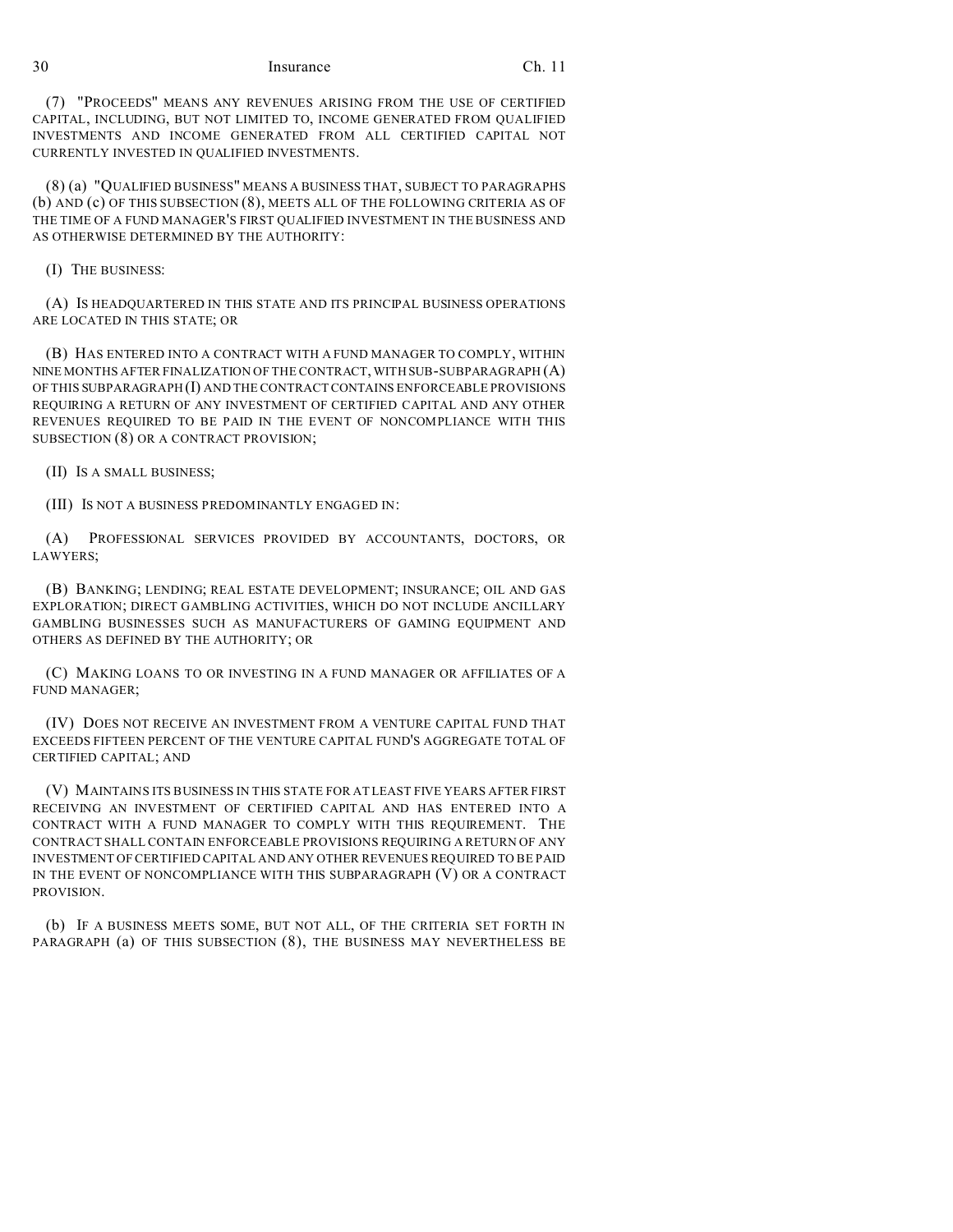(7) "PROCEEDS" MEANS ANY REVENUES ARISING FROM THE USE OF CERTIFIED CAPITAL, INCLUDING, BUT NOT LIMITED TO, INCOME GENERATED FROM QUALIFIED INVESTMENTS AND INCOME GENERATED FROM ALL CERTIFIED CAPITAL NOT CURRENTLY INVESTED IN QUALIFIED INVESTMENTS.

(8) (a) "QUALIFIED BUSINESS" MEANS A BUSINESS THAT, SUBJECT TO PARAGRAPHS (b) AND (c) OF THIS SUBSECTION (8), MEETS ALL OF THE FOLLOWING CRITERIA AS OF THE TIME OF A FUND MANAGER'S FIRST QUALIFIED INVESTMENT IN THE BUSINESS AND AS OTHERWISE DETERMINED BY THE AUTHORITY:

(I) THE BUSINESS:

(A) IS HEADQUARTERED IN THIS STATE AND ITS PRINCIPAL BUSINESS OPERATIONS ARE LOCATED IN THIS STATE; OR

(B) HAS ENTERED INTO A CONTRACT WITH A FUND MANAGER TO COMPLY, WITHIN NINE MONTHS AFTER FINALIZATION OF THE CONTRACT, WITH SUB-SUBPARAGRAPH (A) OF THIS SUBPARAGRAPH (I) AND THE CONTRACT CONTAINS ENFORCEABLE PROVISIONS REQUIRING A RETURN OF ANY INVESTMENT OF CERTIFIED CAPITAL AND ANY OTHER REVENUES REQUIRED TO BE PAID IN THE EVENT OF NONCOMPLIANCE WITH THIS SUBSECTION (8) OR A CONTRACT PROVISION;

(II) IS A SMALL BUSINESS;

(III) IS NOT A BUSINESS PREDOMINANTLY ENGAGED IN:

(A) PROFESSIONAL SERVICES PROVIDED BY ACCOUNTANTS, DOCTORS, OR LAWYERS;

(B) BANKING; LENDING; REAL ESTATE DEVELOPMENT; INSURANCE; OIL AND GAS EXPLORATION; DIRECT GAMBLING ACTIVITIES, WHICH DO NOT INCLUDE ANCILLARY GAMBLING BUSINESSES SUCH AS MANUFACTURERS OF GAMING EQUIPMENT AND OTHERS AS DEFINED BY THE AUTHORITY; OR

(C) MAKING LOANS TO OR INVESTING IN A FUND MANAGER OR AFFILIATES OF A FUND MANAGER;

(IV) DOES NOT RECEIVE AN INVESTMENT FROM A VENTURE CAPITAL FUND THAT EXCEEDS FIFTEEN PERCENT OF THE VENTURE CAPITAL FUND'S AGGREGATE TOTAL OF CERTIFIED CAPITAL; AND

(V) MAINTAINS ITS BUSINESS IN THIS STATE FOR AT LEAST FIVE YEARS AFTER FIRST RECEIVING AN INVESTMENT OF CERTIFIED CAPITAL AND HAS ENTERED INTO A CONTRACT WITH A FUND MANAGER TO COMPLY WITH THIS REQUIREMENT. THE CONTRACT SHALL CONTAIN ENFORCEABLE PROVISIONS REQUIRING A RETURN OF ANY INVESTMENT OF CERTIFIED CAPITAL AND ANY OTHER REVENUES REQUIRED TO BE PAID IN THE EVENT OF NONCOMPLIANCE WITH THIS SUBPARAGRAPH (V) OR A CONTRACT PROVISION.

(b) IF A BUSINESS MEETS SOME, BUT NOT ALL, OF THE CRITERIA SET FORTH IN PARAGRAPH (a) OF THIS SUBSECTION (8), THE BUSINESS MAY NEVERTHELESS BE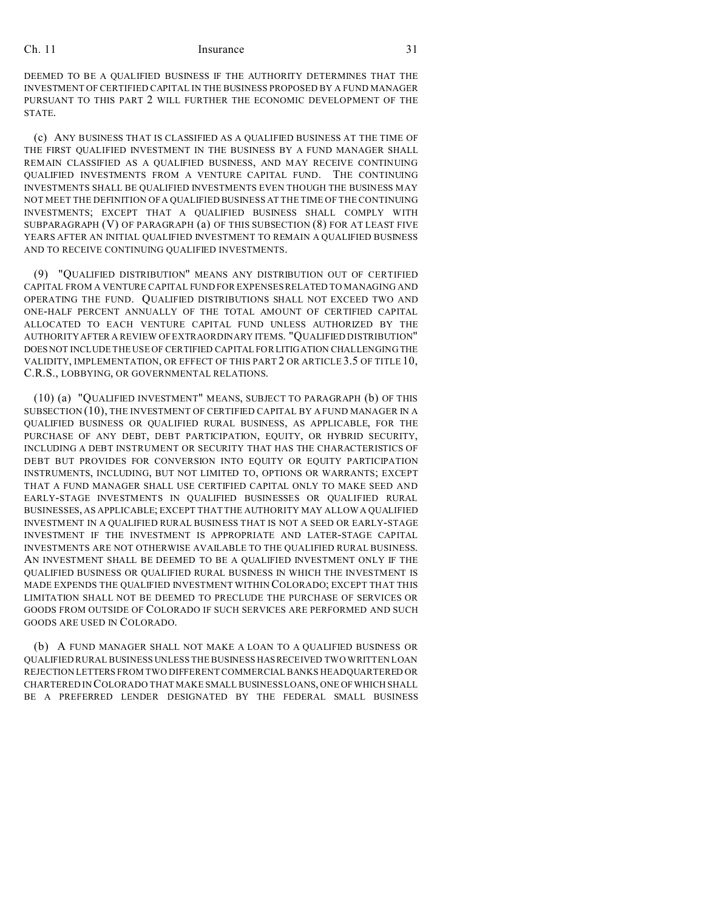DEEMED TO BE A QUALIFIED BUSINESS IF THE AUTHORITY DETERMINES THAT THE INVESTMENT OF CERTIFIED CAPITAL IN THE BUSINESS PROPOSED BY A FUND MANAGER PURSUANT TO THIS PART 2 WILL FURTHER THE ECONOMIC DEVELOPMENT OF THE STATE.

(c) ANY BUSINESS THAT IS CLASSIFIED AS A QUALIFIED BUSINESS AT THE TIME OF THE FIRST QUALIFIED INVESTMENT IN THE BUSINESS BY A FUND MANAGER SHALL REMAIN CLASSIFIED AS A QUALIFIED BUSINESS, AND MAY RECEIVE CONTINUING QUALIFIED INVESTMENTS FROM A VENTURE CAPITAL FUND. THE CONTINUING INVESTMENTS SHALL BE QUALIFIED INVESTMENTS EVEN THOUGH THE BUSINESS MAY NOT MEET THE DEFINITION OF A QUALIFIED BUSINESS AT THE TIME OF THE CONTINUING INVESTMENTS; EXCEPT THAT A QUALIFIED BUSINESS SHALL COMPLY WITH SUBPARAGRAPH (V) OF PARAGRAPH (a) OF THIS SUBSECTION (8) FOR AT LEAST FIVE YEARS AFTER AN INITIAL QUALIFIED INVESTMENT TO REMAIN A QUALIFIED BUSINESS AND TO RECEIVE CONTINUING QUALIFIED INVESTMENTS.

(9) "QUALIFIED DISTRIBUTION" MEANS ANY DISTRIBUTION OUT OF CERTIFIED CAPITAL FROM A VENTURE CAPITAL FUND FOR EXPENSES RELATED TO MANAGING AND OPERATING THE FUND. QUALIFIED DISTRIBUTIONS SHALL NOT EXCEED TWO AND ONE-HALF PERCENT ANNUALLY OF THE TOTAL AMOUNT OF CERTIFIED CAPITAL ALLOCATED TO EACH VENTURE CAPITAL FUND UNLESS AUTHORIZED BY THE AUTHORITY AFTER A REVIEW OF EXTRAORDINARY ITEMS. "QUALIFIED DISTRIBUTION" DOES NOT INCLUDE THE USE OF CERTIFIED CAPITAL FOR LITIGATION CHALLENGING THE VALIDITY, IMPLEMENTATION, OR EFFECT OF THIS PART 2 OR ARTICLE 3.5 OF TITLE 10, C.R.S., LOBBYING, OR GOVERNMENTAL RELATIONS.

(10) (a) "QUALIFIED INVESTMENT" MEANS, SUBJECT TO PARAGRAPH (b) OF THIS SUBSECTION (10), THE INVESTMENT OF CERTIFIED CAPITAL BY A FUND MANAGER IN A QUALIFIED BUSINESS OR QUALIFIED RURAL BUSINESS, AS APPLICABLE, FOR THE PURCHASE OF ANY DEBT, DEBT PARTICIPATION, EQUITY, OR HYBRID SECURITY, INCLUDING A DEBT INSTRUMENT OR SECURITY THAT HAS THE CHARACTERISTICS OF DEBT BUT PROVIDES FOR CONVERSION INTO EQUITY OR EQUITY PARTICIPATION INSTRUMENTS, INCLUDING, BUT NOT LIMITED TO, OPTIONS OR WARRANTS; EXCEPT THAT A FUND MANAGER SHALL USE CERTIFIED CAPITAL ONLY TO MAKE SEED AND EARLY-STAGE INVESTMENTS IN QUALIFIED BUSINESSES OR QUALIFIED RURAL BUSINESSES, AS APPLICABLE; EXCEPT THAT THE AUTHORITY MAY ALLOW A QUALIFIED INVESTMENT IN A QUALIFIED RURAL BUSINESS THAT IS NOT A SEED OR EARLY-STAGE INVESTMENT IF THE INVESTMENT IS APPROPRIATE AND LATER-STAGE CAPITAL INVESTMENTS ARE NOT OTHERWISE AVAILABLE TO THE QUALIFIED RURAL BUSINESS. AN INVESTMENT SHALL BE DEEMED TO BE A QUALIFIED INVESTMENT ONLY IF THE QUALIFIED BUSINESS OR QUALIFIED RURAL BUSINESS IN WHICH THE INVESTMENT IS MADE EXPENDS THE QUALIFIED INVESTMENT WITHIN COLORADO; EXCEPT THAT THIS LIMITATION SHALL NOT BE DEEMED TO PRECLUDE THE PURCHASE OF SERVICES OR GOODS FROM OUTSIDE OF COLORADO IF SUCH SERVICES ARE PERFORMED AND SUCH GOODS ARE USED IN COLORADO.

(b) A FUND MANAGER SHALL NOT MAKE A LOAN TO A QUALIFIED BUSINESS OR QUALIFIED RURAL BUSINESS UNLESS THE BUSINESS HAS RECEIVED TWO WRITTEN LOAN REJECTION LETTERS FROM TWO DIFFERENT COMMERCIAL BANKS HEADQUARTERED OR CHARTERED IN COLORADO THAT MAKE SMALL BUSINESS LOANS, ONE OF WHICH SHALL BE A PREFERRED LENDER DESIGNATED BY THE FEDERAL SMALL BUSINESS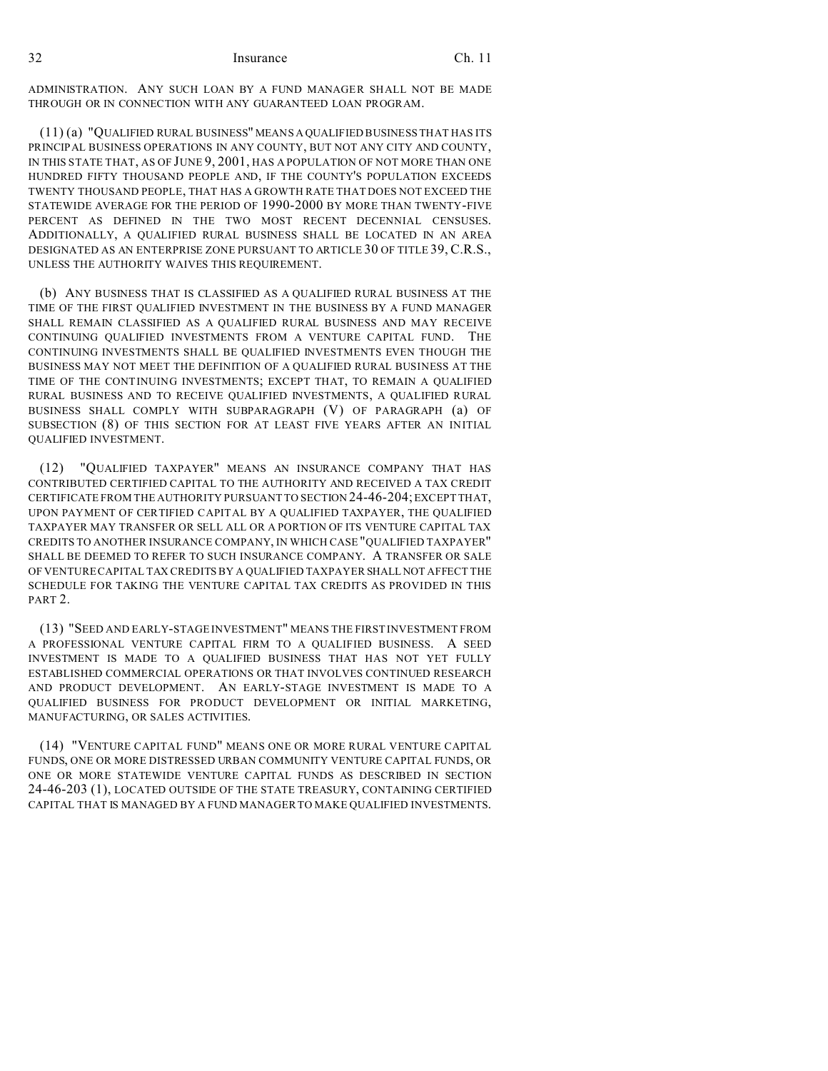ADMINISTRATION. ANY SUCH LOAN BY A FUND MANAGER SHALL NOT BE MADE THROUGH OR IN CONNECTION WITH ANY GUARANTEED LOAN PROGRAM.

(11) (a) "QUALIFIED RURAL BUSINESS" MEANS A QUALIFIED BUSINESS THAT HAS ITS PRINCIPAL BUSINESS OPERATIONS IN ANY COUNTY, BUT NOT ANY CITY AND COUNTY, IN THIS STATE THAT, AS OF JUNE 9, 2001, HAS A POPULATION OF NOT MORE THAN ONE HUNDRED FIFTY THOUSAND PEOPLE AND, IF THE COUNTY'S POPULATION EXCEEDS TWENTY THOUSAND PEOPLE, THAT HAS A GROWTH RATE THAT DOES NOT EXCEED THE STATEWIDE AVERAGE FOR THE PERIOD OF 1990-2000 BY MORE THAN TWENTY-FIVE PERCENT AS DEFINED IN THE TWO MOST RECENT DECENNIAL CENSUSES. ADDITIONALLY, A QUALIFIED RURAL BUSINESS SHALL BE LOCATED IN AN AREA DESIGNATED AS AN ENTERPRISE ZONE PURSUANT TO ARTICLE 30 OF TITLE 39, C.R.S., UNLESS THE AUTHORITY WAIVES THIS REQUIREMENT.

(b) ANY BUSINESS THAT IS CLASSIFIED AS A QUALIFIED RURAL BUSINESS AT THE TIME OF THE FIRST QUALIFIED INVESTMENT IN THE BUSINESS BY A FUND MANAGER SHALL REMAIN CLASSIFIED AS A QUALIFIED RURAL BUSINESS AND MAY RECEIVE CONTINUING QUALIFIED INVESTMENTS FROM A VENTURE CAPITAL FUND. THE CONTINUING INVESTMENTS SHALL BE QUALIFIED INVESTMENTS EVEN THOUGH THE BUSINESS MAY NOT MEET THE DEFINITION OF A QUALIFIED RURAL BUSINESS AT THE TIME OF THE CONTINUING INVESTMENTS; EXCEPT THAT, TO REMAIN A QUALIFIED RURAL BUSINESS AND TO RECEIVE QUALIFIED INVESTMENTS, A QUALIFIED RURAL BUSINESS SHALL COMPLY WITH SUBPARAGRAPH (V) OF PARAGRAPH (a) OF SUBSECTION (8) OF THIS SECTION FOR AT LEAST FIVE YEARS AFTER AN INITIAL QUALIFIED INVESTMENT.

(12) "QUALIFIED TAXPAYER" MEANS AN INSURANCE COMPANY THAT HAS CONTRIBUTED CERTIFIED CAPITAL TO THE AUTHORITY AND RECEIVED A TAX CREDIT CERTIFICATE FROM THE AUTHORITY PURSUANT TO SECTION 24-46-204; EXCEPT THAT, UPON PAYMENT OF CERTIFIED CAPITAL BY A QUALIFIED TAXPAYER, THE QUALIFIED TAXPAYER MAY TRANSFER OR SELL ALL OR A PORTION OF ITS VENTURE CAPITAL TAX CREDITS TO ANOTHER INSURANCE COMPANY, IN WHICH CASE "QUALIFIED TAXPAYER" SHALL BE DEEMED TO REFER TO SUCH INSURANCE COMPANY. A TRANSFER OR SALE OF VENTURE CAPITAL TAX CREDITS BY A QUALIFIED TAXPAYER SHALL NOT AFFECT THE SCHEDULE FOR TAKING THE VENTURE CAPITAL TAX CREDITS AS PROVIDED IN THIS PART 2.

(13) "SEED AND EARLY-STAGE INVESTMENT" MEANS THE FIRST INVESTMENT FROM A PROFESSIONAL VENTURE CAPITAL FIRM TO A QUALIFIED BUSINESS. A SEED INVESTMENT IS MADE TO A QUALIFIED BUSINESS THAT HAS NOT YET FULLY ESTABLISHED COMMERCIAL OPERATIONS OR THAT INVOLVES CONTINUED RESEARCH AND PRODUCT DEVELOPMENT. AN EARLY-STAGE INVESTMENT IS MADE TO A QUALIFIED BUSINESS FOR PRODUCT DEVELOPMENT OR INITIAL MARKETING, MANUFACTURING, OR SALES ACTIVITIES.

(14) "VENTURE CAPITAL FUND" MEANS ONE OR MORE RURAL VENTURE CAPITAL FUNDS, ONE OR MORE DISTRESSED URBAN COMMUNITY VENTURE CAPITAL FUNDS, OR ONE OR MORE STATEWIDE VENTURE CAPITAL FUNDS AS DESCRIBED IN SECTION 24-46-203 (1), LOCATED OUTSIDE OF THE STATE TREASURY, CONTAINING CERTIFIED CAPITAL THAT IS MANAGED BY A FUND MANAGER TO MAKE QUALIFIED INVESTMENTS.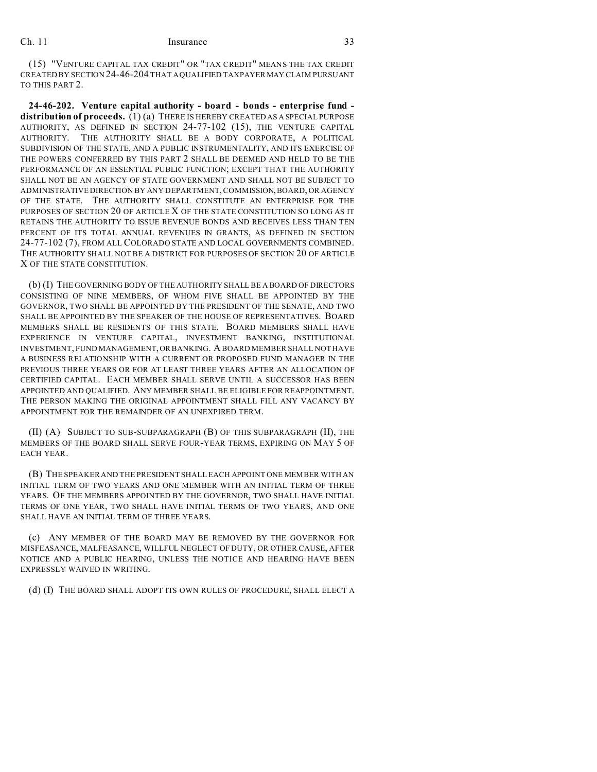(15) "VENTURE CAPITAL TAX CREDIT" OR "TAX CREDIT" MEANS THE TAX CREDIT CREATED BY SECTION 24-46-204 THAT A QUALIFIED TAXPAYER MAY CLAIM PURSUANT TO THIS PART 2.

**24-46-202. Venture capital authority - board - bonds - enterprise fund - distribution of proceeds.** (1) (a) THERE IS HEREBY CREATED AS A SPECIAL PURPOSE AUTHORITY, AS DEFINED IN SECTION 24-77-102 (15), THE VENTURE CAPITAL AUTHORITY. THE AUTHORITY SHALL BE A BODY CORPORATE, A POLITICAL SUBDIVISION OF THE STATE, AND A PUBLIC INSTRUMENTALITY, AND ITS EXERCISE OF THE POWERS CONFERRED BY THIS PART 2 SHALL BE DEEMED AND HELD TO BE THE PERFORMANCE OF AN ESSENTIAL PUBLIC FUNCTION; EXCEPT THAT THE AUTHORITY SHALL NOT BE AN AGENCY OF STATE GOVERNMENT AND SHALL NOT BE SUBJECT TO ADMINISTRATIVE DIRECTION BY ANY DEPARTMENT, COMMISSION, BOARD, OR AGENCY OF THE STATE. THE AUTHORITY SHALL CONSTITUTE AN ENTERPRISE FOR THE PURPOSES OF SECTION 20 OF ARTICLE X OF THE STATE CONSTITUTION SO LONG AS IT RETAINS THE AUTHORITY TO ISSUE REVENUE BONDS AND RECEIVES LESS THAN TEN PERCENT OF ITS TOTAL ANNUAL REVENUES IN GRANTS, AS DEFINED IN SECTION 24-77-102 (7), FROM ALL COLORADO STATE AND LOCAL GOVERNMENTS COMBINED. THE AUTHORITY SHALL NOT BE A DISTRICT FOR PURPOSES OF SECTION 20 OF ARTICLE X OF THE STATE CONSTITUTION.

(b) (I) THE GOVERNING BODY OF THE AUTHORITY SHALL BE A BOARD OF DIRECTORS CONSISTING OF NINE MEMBERS, OF WHOM FIVE SHALL BE APPOINTED BY THE GOVERNOR, TWO SHALL BE APPOINTED BY THE PRESIDENT OF THE SENATE, AND TWO SHALL BE APPOINTED BY THE SPEAKER OF THE HOUSE OF REPRESENTATIVES. BOARD MEMBERS SHALL BE RESIDENTS OF THIS STATE. BOARD MEMBERS SHALL HAVE EXPERIENCE IN VENTURE CAPITAL, INVESTMENT BANKING, INSTITUTIONAL INVESTMENT, FUND MANAGEMENT, OR BANKING. A BOARD MEMBER SHALL NOT HAVE A BUSINESS RELATIONSHIP WITH A CURRENT OR PROPOSED FUND MANAGER IN THE PREVIOUS THREE YEARS OR FOR AT LEAST THREE YEARS AFTER AN ALLOCATION OF CERTIFIED CAPITAL. EACH MEMBER SHALL SERVE UNTIL A SUCCESSOR HAS BEEN APPOINTED AND QUALIFIED. ANY MEMBER SHALL BE ELIGIBLE FOR REAPPOINTMENT. THE PERSON MAKING THE ORIGINAL APPOINTMENT SHALL FILL ANY VACANCY BY APPOINTMENT FOR THE REMAINDER OF AN UNEXPIRED TERM.

(II) (A) SUBJECT TO SUB-SUBPARAGRAPH (B) OF THIS SUBPARAGRAPH (II), THE MEMBERS OF THE BOARD SHALL SERVE FOUR-YEAR TERMS, EXPIRING ON MAY 5 OF EACH YEAR.

(B) THE SPEAKER AND THE PRESIDENT SHALL EACH APPOINT ONE MEMBER WITH AN INITIAL TERM OF TWO YEARS AND ONE MEMBER WITH AN INITIAL TERM OF THREE YEARS. OF THE MEMBERS APPOINTED BY THE GOVERNOR, TWO SHALL HAVE INITIAL TERMS OF ONE YEAR, TWO SHALL HAVE INITIAL TERMS OF TWO YEARS, AND ONE SHALL HAVE AN INITIAL TERM OF THREE YEARS.

(c) ANY MEMBER OF THE BOARD MAY BE REMOVED BY THE GOVERNOR FOR MISFEASANCE, MALFEASANCE, WILLFUL NEGLECT OF DUTY, OR OTHER CAUSE, AFTER NOTICE AND A PUBLIC HEARING, UNLESS THE NOTICE AND HEARING HAVE BEEN EXPRESSLY WAIVED IN WRITING.

(d) (I) THE BOARD SHALL ADOPT ITS OWN RULES OF PROCEDURE, SHALL ELECT A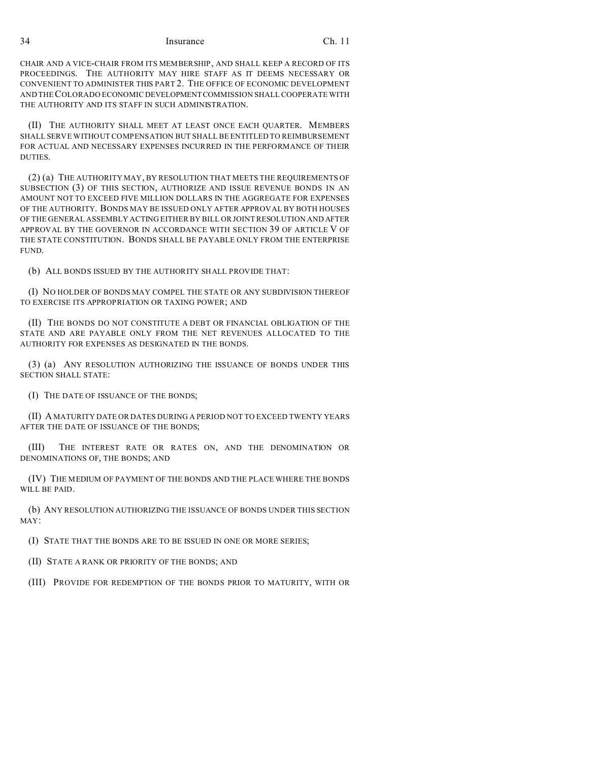CHAIR AND A VICE-CHAIR FROM ITS MEMBERSHIP, AND SHALL KEEP A RECORD OF ITS PROCEEDINGS. THE AUTHORITY MAY HIRE STAFF AS IT DEEMS NECESSARY OR CONVENIENT TO ADMINISTER THIS PART 2. THE OFFICE OF ECONOMIC DEVELOPMENT AND THE COLORADO ECONOMIC DEVELOPMENT COMMISSION SHALL COOPERATE WITH THE AUTHORITY AND ITS STAFF IN SUCH ADMINISTRATION.

(II) THE AUTHORITY SHALL MEET AT LEAST ONCE EACH QUARTER. MEMBERS SHALL SERVE WITHOUT COMPENSATION BUT SHALL BE ENTITLED TO REIMBURSEMENT FOR ACTUAL AND NECESSARY EXPENSES INCURRED IN THE PERFORMANCE OF THEIR DUTIES.

(2) (a) THE AUTHORITY MAY, BY RESOLUTION THAT MEETS THE REQUIREMENTS OF SUBSECTION (3) OF THIS SECTION, AUTHORIZE AND ISSUE REVENUE BONDS IN AN AMOUNT NOT TO EXCEED FIVE MILLION DOLLARS IN THE AGGREGATE FOR EXPENSES OF THE AUTHORITY. BONDS MAY BE ISSUED ONLY AFTER APPROVAL BY BOTH HOUSES OF THE GENERAL ASSEMBLY ACTING EITHER BY BILL OR JOINT RESOLUTION AND AFTER APPROVAL BY THE GOVERNOR IN ACCORDANCE WITH SECTION 39 OF ARTICLE V OF THE STATE CONSTITUTION. BONDS SHALL BE PAYABLE ONLY FROM THE ENTERPRISE FUND.

(b) ALL BONDS ISSUED BY THE AUTHORITY SHALL PROVIDE THAT:

(I) NO HOLDER OF BONDS MAY COMPEL THE STATE OR ANY SUBDIVISION THEREOF TO EXERCISE ITS APPROPRIATION OR TAXING POWER; AND

(II) THE BONDS DO NOT CONSTITUTE A DEBT OR FINANCIAL OBLIGATION OF THE STATE AND ARE PAYABLE ONLY FROM THE NET REVENUES ALLOCATED TO THE AUTHORITY FOR EXPENSES AS DESIGNATED IN THE BONDS.

(3) (a) ANY RESOLUTION AUTHORIZING THE ISSUANCE OF BONDS UNDER THIS SECTION SHALL STATE:

(I) THE DATE OF ISSUANCE OF THE BONDS;

(II) A MATURITY DATE OR DATES DURING A PERIOD NOT TO EXCEED TWENTY YEARS AFTER THE DATE OF ISSUANCE OF THE BONDS;

(III) THE INTEREST RATE OR RATES ON, AND THE DENOMINATION OR DENOMINATIONS OF, THE BONDS; AND

(IV) THE MEDIUM OF PAYMENT OF THE BONDS AND THE PLACE WHERE THE BONDS WILL BE PAID.

(b) ANY RESOLUTION AUTHORIZING THE ISSUANCE OF BONDS UNDER THIS SECTION MAY:

(I) STATE THAT THE BONDS ARE TO BE ISSUED IN ONE OR MORE SERIES;

(II) STATE A RANK OR PRIORITY OF THE BONDS; AND

(III) PROVIDE FOR REDEMPTION OF THE BONDS PRIOR TO MATURITY, WITH OR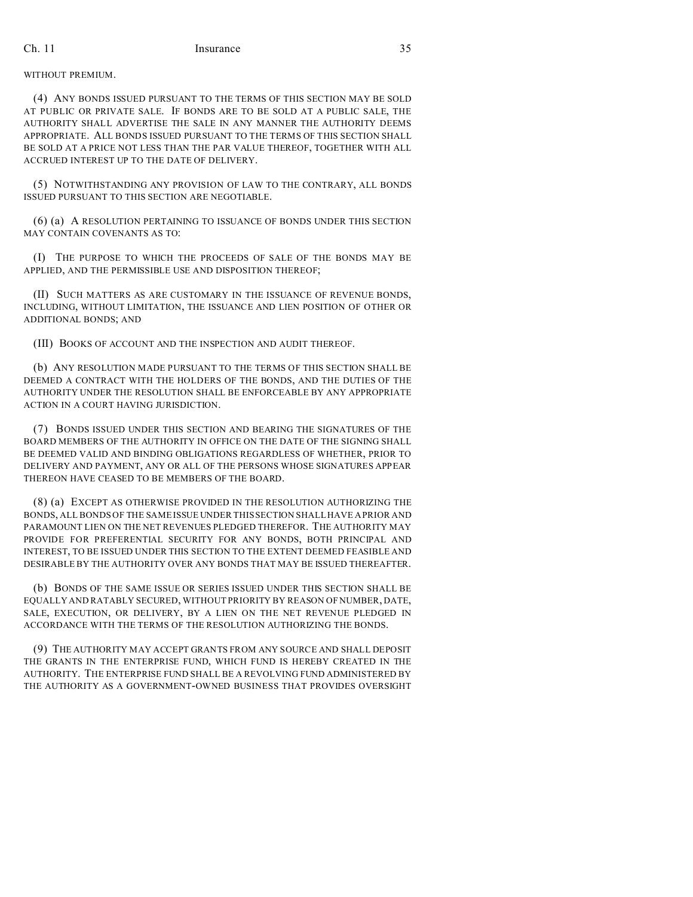WITHOUT PREMIUM.

(4) ANY BONDS ISSUED PURSUANT TO THE TERMS OF THIS SECTION MAY BE SOLD AT PUBLIC OR PRIVATE SALE. IF BONDS ARE TO BE SOLD AT A PUBLIC SALE, THE AUTHORITY SHALL ADVERTISE THE SALE IN ANY MANNER THE AUTHORITY DEEMS APPROPRIATE. ALL BONDS ISSUED PURSUANT TO THE TERMS OF THIS SECTION SHALL BE SOLD AT A PRICE NOT LESS THAN THE PAR VALUE THEREOF, TOGETHER WITH ALL ACCRUED INTEREST UP TO THE DATE OF DELIVERY.

(5) NOTWITHSTANDING ANY PROVISION OF LAW TO THE CONTRARY, ALL BONDS ISSUED PURSUANT TO THIS SECTION ARE NEGOTIABLE.

(6) (a) A RESOLUTION PERTAINING TO ISSUANCE OF BONDS UNDER THIS SECTION MAY CONTAIN COVENANTS AS TO:

(I) THE PURPOSE TO WHICH THE PROCEEDS OF SALE OF THE BONDS MAY BE APPLIED, AND THE PERMISSIBLE USE AND DISPOSITION THEREOF;

(II) SUCH MATTERS AS ARE CUSTOMARY IN THE ISSUANCE OF REVENUE BONDS, INCLUDING, WITHOUT LIMITATION, THE ISSUANCE AND LIEN POSITION OF OTHER OR ADDITIONAL BONDS; AND

(III) BOOKS OF ACCOUNT AND THE INSPECTION AND AUDIT THEREOF.

(b) ANY RESOLUTION MADE PURSUANT TO THE TERMS OF THIS SECTION SHALL BE DEEMED A CONTRACT WITH THE HOLDERS OF THE BONDS, AND THE DUTIES OF THE AUTHORITY UNDER THE RESOLUTION SHALL BE ENFORCEABLE BY ANY APPROPRIATE ACTION IN A COURT HAVING JURISDICTION.

(7) BONDS ISSUED UNDER THIS SECTION AND BEARING THE SIGNATURES OF THE BOARD MEMBERS OF THE AUTHORITY IN OFFICE ON THE DATE OF THE SIGNING SHALL BE DEEMED VALID AND BINDING OBLIGATIONS REGARDLESS OF WHETHER, PRIOR TO DELIVERY AND PAYMENT, ANY OR ALL OF THE PERSONS WHOSE SIGNATURES APPEAR THEREON HAVE CEASED TO BE MEMBERS OF THE BOARD.

(8) (a) EXCEPT AS OTHERWISE PROVIDED IN THE RESOLUTION AUTHORIZING THE BONDS, ALL BONDS OF THE SAME ISSUE UNDER THIS SECTION SHALL HAVE A PRIOR AND PARAMOUNT LIEN ON THE NET REVENUES PLEDGED THEREFOR. THE AUTHORITY MAY PROVIDE FOR PREFERENTIAL SECURITY FOR ANY BONDS, BOTH PRINCIPAL AND INTEREST, TO BE ISSUED UNDER THIS SECTION TO THE EXTENT DEEMED FEASIBLE AND DESIRABLE BY THE AUTHORITY OVER ANY BONDS THAT MAY BE ISSUED THEREAFTER.

(b) BONDS OF THE SAME ISSUE OR SERIES ISSUED UNDER THIS SECTION SHALL BE EQUALLY AND RATABLY SECURED, WITHOUT PRIORITY BY REASON OF NUMBER, DATE, SALE, EXECUTION, OR DELIVERY, BY A LIEN ON THE NET REVENUE PLEDGED IN ACCORDANCE WITH THE TERMS OF THE RESOLUTION AUTHORIZING THE BONDS.

(9) THE AUTHORITY MAY ACCEPT GRANTS FROM ANY SOURCE AND SHALL DEPOSIT THE GRANTS IN THE ENTERPRISE FUND, WHICH FUND IS HEREBY CREATED IN THE AUTHORITY. THE ENTERPRISE FUND SHALL BE A REVOLVING FUND ADMINISTERED BY THE AUTHORITY AS A GOVERNMENT-OWNED BUSINESS THAT PROVIDES OVERSIGHT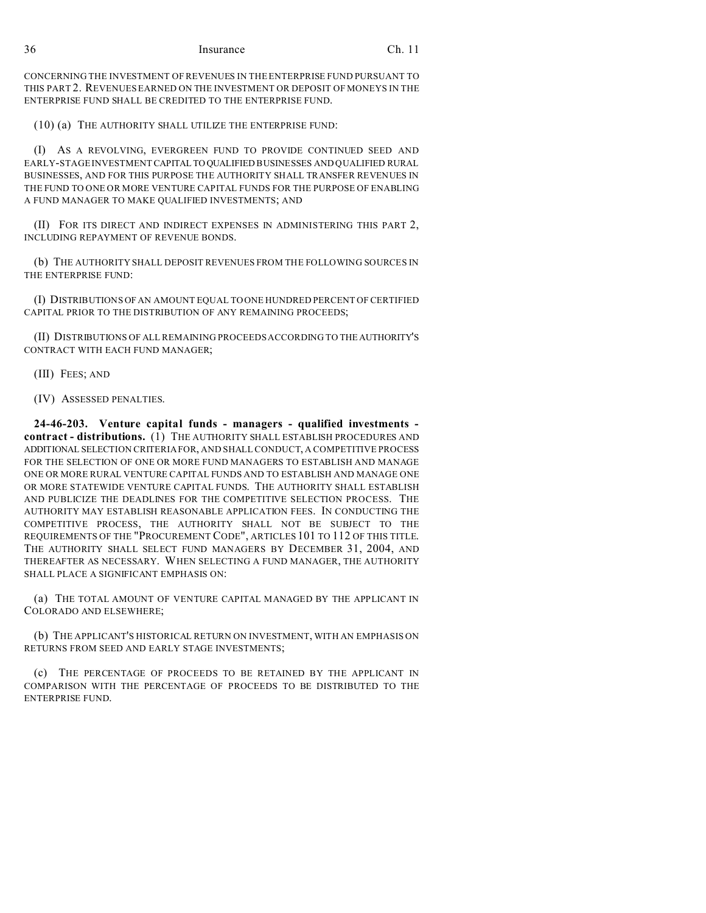CONCERNING THE INVESTMENT OF REVENUES IN THE ENTERPRISE FUND PURSUANT TO THIS PART 2. REVENUES EARNED ON THE INVESTMENT OR DEPOSIT OF MONEYS IN THE ENTERPRISE FUND SHALL BE CREDITED TO THE ENTERPRISE FUND.

(10) (a) THE AUTHORITY SHALL UTILIZE THE ENTERPRISE FUND:

(I) AS A REVOLVING, EVERGREEN FUND TO PROVIDE CONTINUED SEED AND EARLY-STAGE INVESTMENT CAPITAL TO QUALIFIED BUSINESSES AND QUALIFIED RURAL BUSINESSES, AND FOR THIS PURPOSE THE AUTHORITY SHALL TRANSFER REVENUES IN THE FUND TO ONE OR MORE VENTURE CAPITAL FUNDS FOR THE PURPOSE OF ENABLING A FUND MANAGER TO MAKE QUALIFIED INVESTMENTS; AND

(II) FOR ITS DIRECT AND INDIRECT EXPENSES IN ADMINISTERING THIS PART 2, INCLUDING REPAYMENT OF REVENUE BONDS.

(b) THE AUTHORITY SHALL DEPOSIT REVENUES FROM THE FOLLOWING SOURCES IN THE ENTERPRISE FUND:

(I) DISTRIBUTIONS OF AN AMOUNT EQUAL TO ONE HUNDRED PERCENT OF CERTIFIED CAPITAL PRIOR TO THE DISTRIBUTION OF ANY REMAINING PROCEEDS;

(II) DISTRIBUTIONS OF ALL REMAINING PROCEEDS ACCORDING TO THE AUTHORITY'S CONTRACT WITH EACH FUND MANAGER;

(III) FEES; AND

(IV) ASSESSED PENALTIES.

**24-46-203. Venture capital funds - managers - qualified investments - contract - distributions.** (1) THE AUTHORITY SHALL ESTABLISH PROCEDURES AND ADDITIONAL SELECTION CRITERIA FOR, AND SHALL CONDUCT, A COMPETITIVE PROCESS FOR THE SELECTION OF ONE OR MORE FUND MANAGERS TO ESTABLISH AND MANAGE ONE OR MORE RURAL VENTURE CAPITAL FUNDS AND TO ESTABLISH AND MANAGE ONE OR MORE STATEWIDE VENTURE CAPITAL FUNDS. THE AUTHORITY SHALL ESTABLISH AND PUBLICIZE THE DEADLINES FOR THE COMPETITIVE SELECTION PROCESS. THE AUTHORITY MAY ESTABLISH REASONABLE APPLICATION FEES. IN CONDUCTING THE COMPETITIVE PROCESS, THE AUTHORITY SHALL NOT BE SUBJECT TO THE REQUIREMENTS OF THE "PROCUREMENT CODE", ARTICLES 101 TO 112 OF THIS TITLE. THE AUTHORITY SHALL SELECT FUND MANAGERS BY DECEMBER 31, 2004, AND THEREAFTER AS NECESSARY. WHEN SELECTING A FUND MANAGER, THE AUTHORITY SHALL PLACE A SIGNIFICANT EMPHASIS ON:

(a) THE TOTAL AMOUNT OF VENTURE CAPITAL MANAGED BY THE APPLICANT IN COLORADO AND ELSEWHERE;

(b) THE APPLICANT'S HISTORICAL RETURN ON INVESTMENT, WITH AN EMPHASIS ON RETURNS FROM SEED AND EARLY STAGE INVESTMENTS;

(c) THE PERCENTAGE OF PROCEEDS TO BE RETAINED BY THE APPLICANT IN COMPARISON WITH THE PERCENTAGE OF PROCEEDS TO BE DISTRIBUTED TO THE ENTERPRISE FUND.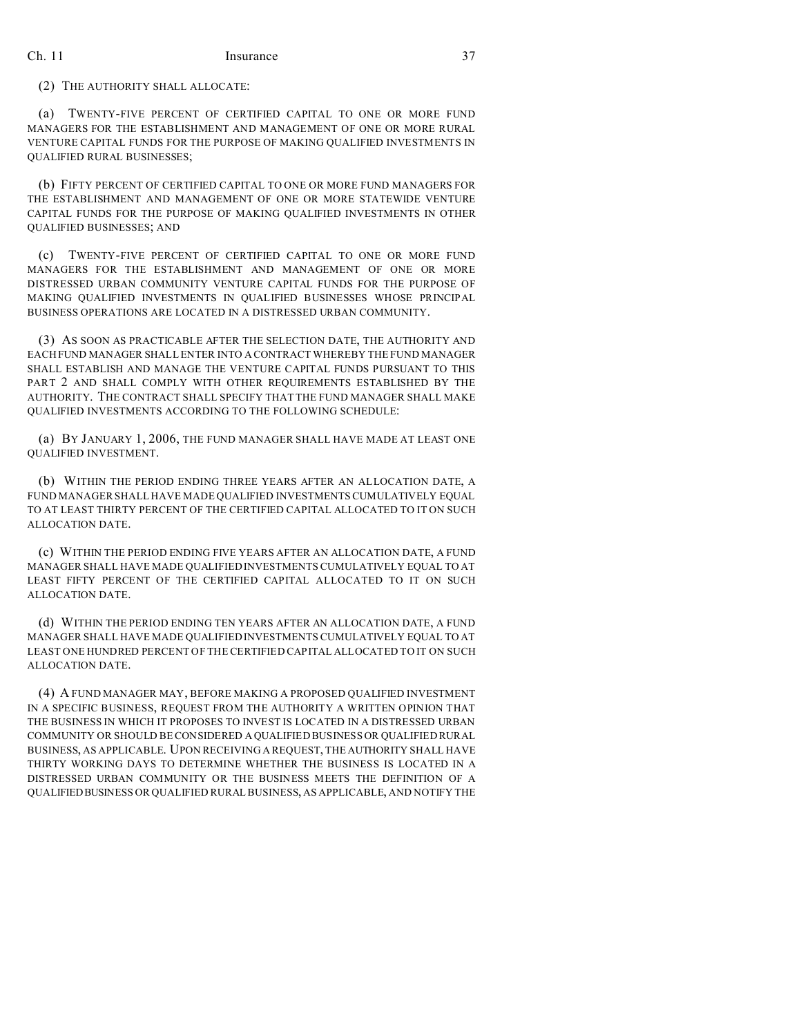(2) THE AUTHORITY SHALL ALLOCATE:

(a) TWENTY-FIVE PERCENT OF CERTIFIED CAPITAL TO ONE OR MORE FUND MANAGERS FOR THE ESTABLISHMENT AND MANAGEMENT OF ONE OR MORE RURAL VENTURE CAPITAL FUNDS FOR THE PURPOSE OF MAKING QUALIFIED INVESTMENTS IN QUALIFIED RURAL BUSINESSES;

(b) FIFTY PERCENT OF CERTIFIED CAPITAL TO ONE OR MORE FUND MANAGERS FOR THE ESTABLISHMENT AND MANAGEMENT OF ONE OR MORE STATEWIDE VENTURE CAPITAL FUNDS FOR THE PURPOSE OF MAKING QUALIFIED INVESTMENTS IN OTHER QUALIFIED BUSINESSES; AND

(c) TWENTY-FIVE PERCENT OF CERTIFIED CAPITAL TO ONE OR MORE FUND MANAGERS FOR THE ESTABLISHMENT AND MANAGEMENT OF ONE OR MORE DISTRESSED URBAN COMMUNITY VENTURE CAPITAL FUNDS FOR THE PURPOSE OF MAKING QUALIFIED INVESTMENTS IN QUALIFIED BUSINESSES WHOSE PRINCIPAL BUSINESS OPERATIONS ARE LOCATED IN A DISTRESSED URBAN COMMUNITY.

(3) AS SOON AS PRACTICABLE AFTER THE SELECTION DATE, THE AUTHORITY AND EACH FUND MANAGER SHALL ENTER INTO A CONTRACT WHEREBY THE FUND MANAGER SHALL ESTABLISH AND MANAGE THE VENTURE CAPITAL FUNDS PURSUANT TO THIS PART 2 AND SHALL COMPLY WITH OTHER REQUIREMENTS ESTABLISHED BY THE AUTHORITY. THE CONTRACT SHALL SPECIFY THAT THE FUND MANAGER SHALL MAKE QUALIFIED INVESTMENTS ACCORDING TO THE FOLLOWING SCHEDULE:

(a) BY JANUARY 1, 2006, THE FUND MANAGER SHALL HAVE MADE AT LEAST ONE QUALIFIED INVESTMENT.

(b) WITHIN THE PERIOD ENDING THREE YEARS AFTER AN ALLOCATION DATE, A FUND MANAGER SHALL HAVE MADE QUALIFIED INVESTMENTS CUMULATIVELY EQUAL TO AT LEAST THIRTY PERCENT OF THE CERTIFIED CAPITAL ALLOCATED TO IT ON SUCH ALLOCATION DATE.

(c) WITHIN THE PERIOD ENDING FIVE YEARS AFTER AN ALLOCATION DATE, A FUND MANAGER SHALL HAVE MADE QUALIFIED INVESTMENTS CUMULATIVELY EQUAL TO AT LEAST FIFTY PERCENT OF THE CERTIFIED CAPITAL ALLOCATED TO IT ON SUCH ALLOCATION DATE.

(d) WITHIN THE PERIOD ENDING TEN YEARS AFTER AN ALLOCATION DATE, A FUND MANAGER SHALL HAVE MADE QUALIFIED INVESTMENTS CUMULATIVELY EQUAL TO AT LEAST ONE HUNDRED PERCENT OF THE CERTIFIED CAPITAL ALLOCATED TO IT ON SUCH ALLOCATION DATE.

(4) A FUND MANAGER MAY, BEFORE MAKING A PROPOSED QUALIFIED INVESTMENT IN A SPECIFIC BUSINESS, REQUEST FROM THE AUTHORITY A WRITTEN OPINION THAT THE BUSINESS IN WHICH IT PROPOSES TO INVEST IS LOCATED IN A DISTRESSED URBAN COMMUNITY OR SHOULD BE CONSIDERED A QUALIFIED BUSINESS OR QUALIFIED RURAL BUSINESS, AS APPLICABLE. UPON RECEIVING A REQUEST, THE AUTHORITY SHALL HAVE THIRTY WORKING DAYS TO DETERMINE WHETHER THE BUSINESS IS LOCATED IN A DISTRESSED URBAN COMMUNITY OR THE BUSINESS MEETS THE DEFINITION OF A QUALIFIED BUSINESS OR QUALIFIED RURAL BUSINESS, AS APPLICABLE, AND NOTIFY THE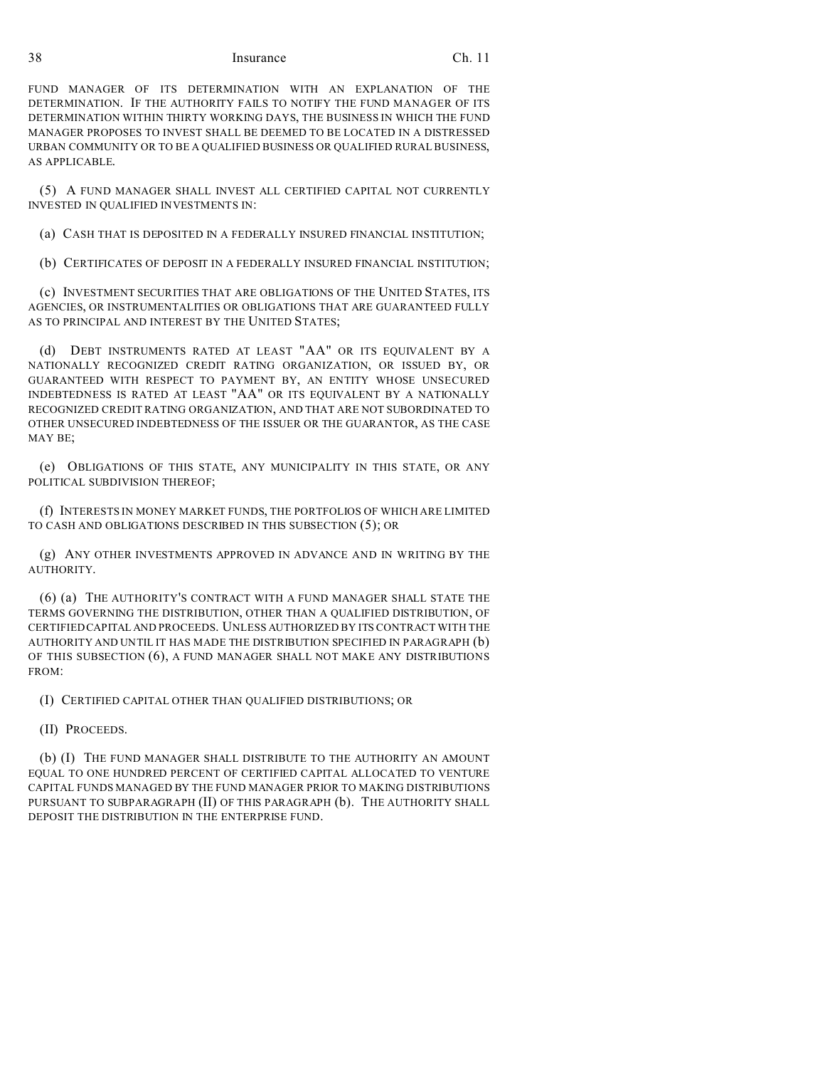FUND MANAGER OF ITS DETERMINATION WITH AN EXPLANATION OF THE DETERMINATION. IF THE AUTHORITY FAILS TO NOTIFY THE FUND MANAGER OF ITS DETERMINATION WITHIN THIRTY WORKING DAYS, THE BUSINESS IN WHICH THE FUND MANAGER PROPOSES TO INVEST SHALL BE DEEMED TO BE LOCATED IN A DISTRESSED URBAN COMMUNITY OR TO BE A QUALIFIED BUSINESS OR QUALIFIED RURAL BUSINESS, AS APPLICABLE.

(5) A FUND MANAGER SHALL INVEST ALL CERTIFIED CAPITAL NOT CURRENTLY INVESTED IN QUALIFIED INVESTMENTS IN:

(a) CASH THAT IS DEPOSITED IN A FEDERALLY INSURED FINANCIAL INSTITUTION;

(b) CERTIFICATES OF DEPOSIT IN A FEDERALLY INSURED FINANCIAL INSTITUTION;

(c) INVESTMENT SECURITIES THAT ARE OBLIGATIONS OF THE UNITED STATES, ITS AGENCIES, OR INSTRUMENTALITIES OR OBLIGATIONS THAT ARE GUARANTEED FULLY AS TO PRINCIPAL AND INTEREST BY THE UNITED STATES;

(d) DEBT INSTRUMENTS RATED AT LEAST "AA" OR ITS EQUIVALENT BY A NATIONALLY RECOGNIZED CREDIT RATING ORGANIZATION, OR ISSUED BY, OR GUARANTEED WITH RESPECT TO PAYMENT BY, AN ENTITY WHOSE UNSECURED INDEBTEDNESS IS RATED AT LEAST "AA" OR ITS EQUIVALENT BY A NATIONALLY RECOGNIZED CREDIT RATING ORGANIZATION, AND THAT ARE NOT SUBORDINATED TO OTHER UNSECURED INDEBTEDNESS OF THE ISSUER OR THE GUARANTOR, AS THE CASE MAY BE;

(e) OBLIGATIONS OF THIS STATE, ANY MUNICIPALITY IN THIS STATE, OR ANY POLITICAL SUBDIVISION THEREOF;

(f) INTERESTS IN MONEY MARKET FUNDS, THE PORTFOLIOS OF WHICH ARE LIMITED TO CASH AND OBLIGATIONS DESCRIBED IN THIS SUBSECTION (5); OR

(g) ANY OTHER INVESTMENTS APPROVED IN ADVANCE AND IN WRITING BY THE AUTHORITY.

(6) (a) THE AUTHORITY'S CONTRACT WITH A FUND MANAGER SHALL STATE THE TERMS GOVERNING THE DISTRIBUTION, OTHER THAN A QUALIFIED DISTRIBUTION, OF CERTIFIED CAPITAL AND PROCEEDS. UNLESS AUTHORIZED BY ITS CONTRACT WITH THE AUTHORITY AND UNTIL IT HAS MADE THE DISTRIBUTION SPECIFIED IN PARAGRAPH (b) OF THIS SUBSECTION (6), A FUND MANAGER SHALL NOT MAKE ANY DISTRIBUTIONS FROM:

(I) CERTIFIED CAPITAL OTHER THAN QUALIFIED DISTRIBUTIONS; OR

(II) PROCEEDS.

(b) (I) THE FUND MANAGER SHALL DISTRIBUTE TO THE AUTHORITY AN AMOUNT EQUAL TO ONE HUNDRED PERCENT OF CERTIFIED CAPITAL ALLOCATED TO VENTURE CAPITAL FUNDS MANAGED BY THE FUND MANAGER PRIOR TO MAKING DISTRIBUTIONS PURSUANT TO SUBPARAGRAPH (II) OF THIS PARAGRAPH (b). THE AUTHORITY SHALL DEPOSIT THE DISTRIBUTION IN THE ENTERPRISE FUND.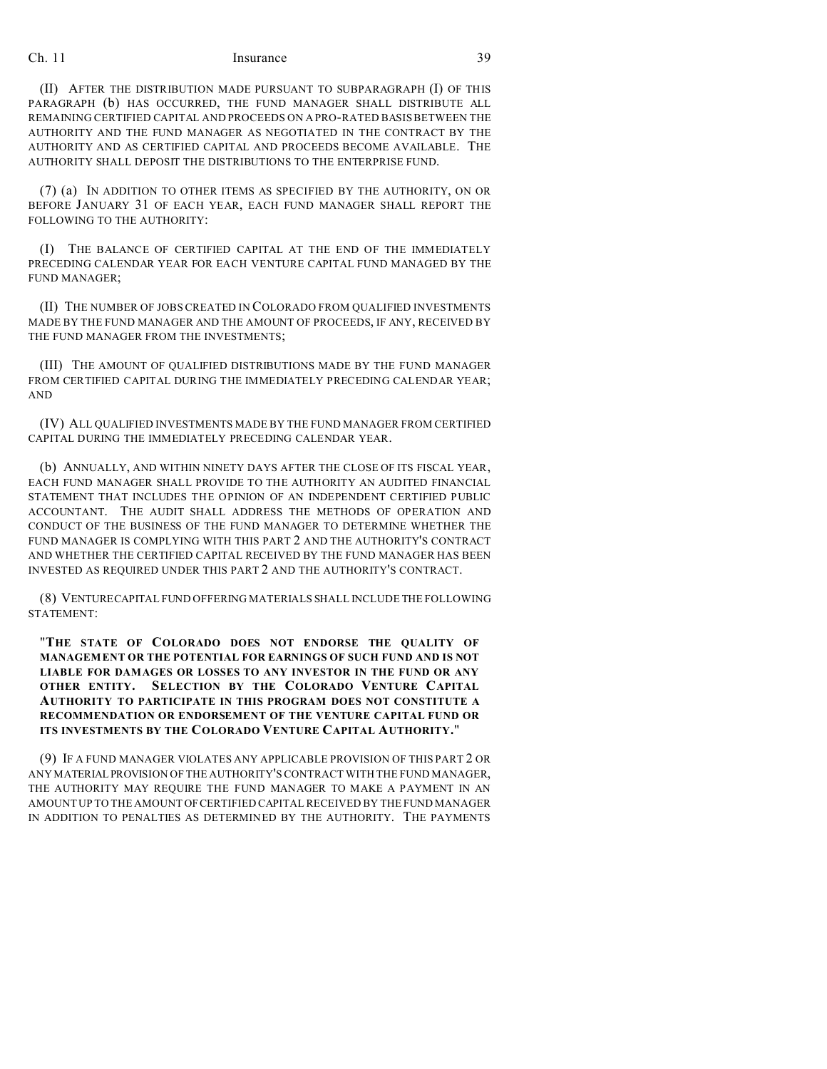(II) AFTER THE DISTRIBUTION MADE PURSUANT TO SUBPARAGRAPH (I) OF THIS PARAGRAPH (b) HAS OCCURRED, THE FUND MANAGER SHALL DISTRIBUTE ALL REMAINING CERTIFIED CAPITAL AND PROCEEDS ON A PRO-RATED BASIS BETWEEN THE AUTHORITY AND THE FUND MANAGER AS NEGOTIATED IN THE CONTRACT BY THE AUTHORITY AND AS CERTIFIED CAPITAL AND PROCEEDS BECOME AVAILABLE. THE AUTHORITY SHALL DEPOSIT THE DISTRIBUTIONS TO THE ENTERPRISE FUND.

(7) (a) IN ADDITION TO OTHER ITEMS AS SPECIFIED BY THE AUTHORITY, ON OR BEFORE JANUARY 31 OF EACH YEAR, EACH FUND MANAGER SHALL REPORT THE FOLLOWING TO THE AUTHORITY:

(I) THE BALANCE OF CERTIFIED CAPITAL AT THE END OF THE IMMEDIATELY PRECEDING CALENDAR YEAR FOR EACH VENTURE CAPITAL FUND MANAGED BY THE FUND MANAGER;

(II) THE NUMBER OF JOBS CREATED IN COLORADO FROM QUALIFIED INVESTMENTS MADE BY THE FUND MANAGER AND THE AMOUNT OF PROCEEDS, IF ANY, RECEIVED BY THE FUND MANAGER FROM THE INVESTMENTS;

(III) THE AMOUNT OF QUALIFIED DISTRIBUTIONS MADE BY THE FUND MANAGER FROM CERTIFIED CAPITAL DURING THE IMMEDIATELY PRECEDING CALENDAR YEAR; AND

(IV) ALL QUALIFIED INVESTMENTS MADE BY THE FUND MANAGER FROM CERTIFIED CAPITAL DURING THE IMMEDIATELY PRECEDING CALENDAR YEAR.

(b) ANNUALLY, AND WITHIN NINETY DAYS AFTER THE CLOSE OF ITS FISCAL YEAR, EACH FUND MANAGER SHALL PROVIDE TO THE AUTHORITY AN AUDITED FINANCIAL STATEMENT THAT INCLUDES THE OPINION OF AN INDEPENDENT CERTIFIED PUBLIC ACCOUNTANT. THE AUDIT SHALL ADDRESS THE METHODS OF OPERATION AND CONDUCT OF THE BUSINESS OF THE FUND MANAGER TO DETERMINE WHETHER THE FUND MANAGER IS COMPLYING WITH THIS PART 2 AND THE AUTHORITY'S CONTRACT AND WHETHER THE CERTIFIED CAPITAL RECEIVED BY THE FUND MANAGER HAS BEEN INVESTED AS REQUIRED UNDER THIS PART 2 AND THE AUTHORITY'S CONTRACT.

(8) VENTURE CAPITAL FUND OFFERING MATERIALS SHALL INCLUDE THE FOLLOWING STATEMENT:

**"THE STATE OF COLORADO DOES NOT ENDORSE THE QUALITY OF MANAGEMENT OR THE POTENTIAL FOR EARNINGS OF SUCH FUND AND IS NOT LIABLE FOR DAMAGES OR LOSSES TO ANY INVESTOR IN THE FUND OR ANY OTHER ENTITY. SELECTION BY THE COLORADO VENTURE CAPITAL AUTHORITY TO PARTICIPATE IN THIS PROGRAM DOES NOT CONSTITUTE A RECOMMENDATION OR ENDORSEMENT OF THE VENTURE CAPITAL FUND OR ITS INVESTMENTS BY THE COLORADO VENTURE CAPITAL AUTHORITY."**

(9) IF A FUND MANAGER VIOLATES ANY APPLICABLE PROVISION OF THIS PART 2 OR ANY MATERIAL PROVISION OF THE AUTHORITY'S CONTRACT WITH THE FUND MANAGER, THE AUTHORITY MAY REQUIRE THE FUND MANAGER TO MAKE A PAYMENT IN AN AMOUNT UP TO THE AMOUNT OF CERTIFIED CAPITAL RECEIVED BY THE FUND MANAGER IN ADDITION TO PENALTIES AS DETERMINED BY THE AUTHORITY. THE PAYMENTS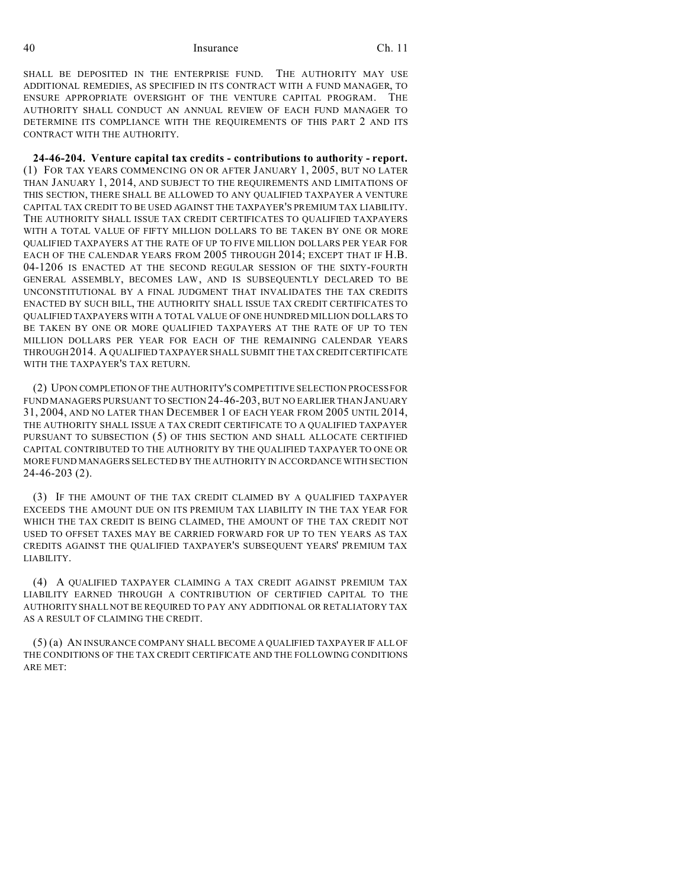SHALL BE DEPOSITED IN THE ENTERPRISE FUND. THE AUTHORITY MAY USE ADDITIONAL REMEDIES, AS SPECIFIED IN ITS CONTRACT WITH A FUND MANAGER, TO ENSURE APPROPRIATE OVERSIGHT OF THE VENTURE CAPITAL PROGRAM. THE AUTHORITY SHALL CONDUCT AN ANNUAL REVIEW OF EACH FUND MANAGER TO DETERMINE ITS COMPLIANCE WITH THE REQUIREMENTS OF THIS PART 2 AND ITS CONTRACT WITH THE AUTHORITY.

**24-46-204. Venture capital tax credits - contributions to authority - report.** (1) FOR TAX YEARS COMMENCING ON OR AFTER JANUARY 1, 2005, BUT NO LATER THAN JANUARY 1, 2014, AND SUBJECT TO THE REQUIREMENTS AND LIMITATIONS OF THIS SECTION, THERE SHALL BE ALLOWED TO ANY QUALIFIED TAXPAYER A VENTURE CAPITAL TAX CREDIT TO BE USED AGAINST THE TAXPAYER'S PREMIUM TAX LIABILITY. THE AUTHORITY SHALL ISSUE TAX CREDIT CERTIFICATES TO QUALIFIED TAXPAYERS WITH A TOTAL VALUE OF FIFTY MILLION DOLLARS TO BE TAKEN BY ONE OR MORE QUALIFIED TAXPAYERS AT THE RATE OF UP TO FIVE MILLION DOLLARS PER YEAR FOR EACH OF THE CALENDAR YEARS FROM 2005 THROUGH 2014; EXCEPT THAT IF H.B. 04-1206 IS ENACTED AT THE SECOND REGULAR SESSION OF THE SIXTY-FOURTH GENERAL ASSEMBLY, BECOMES LAW, AND IS SUBSEQUENTLY DECLARED TO BE UNCONSTITUTIONAL BY A FINAL JUDGMENT THAT INVALIDATES THE TAX CREDITS ENACTED BY SUCH BILL, THE AUTHORITY SHALL ISSUE TAX CREDIT CERTIFICATES TO QUALIFIED TAXPAYERS WITH A TOTAL VALUE OF ONE HUNDRED MILLION DOLLARS TO BE TAKEN BY ONE OR MORE QUALIFIED TAXPAYERS AT THE RATE OF UP TO TEN MILLION DOLLARS PER YEAR FOR EACH OF THE REMAINING CALENDAR YEARS THROUGH 2014. A QUALIFIED TAXPAYER SHALL SUBMIT THE TAX CREDIT CERTIFICATE WITH THE TAXPAYER'S TAX RETURN.

(2) UPON COMPLETION OF THE AUTHORITY'S COMPETITIVE SELECTION PROCESS FOR FUND MANAGERS PURSUANT TO SECTION 24-46-203, BUT NO EARLIER THAN JANUARY 31, 2004, AND NO LATER THAN DECEMBER 1 OF EACH YEAR FROM 2005 UNTIL 2014, THE AUTHORITY SHALL ISSUE A TAX CREDIT CERTIFICATE TO A QUALIFIED TAXPAYER PURSUANT TO SUBSECTION (5) OF THIS SECTION AND SHALL ALLOCATE CERTIFIED CAPITAL CONTRIBUTED TO THE AUTHORITY BY THE QUALIFIED TAXPAYER TO ONE OR MORE FUND MANAGERS SELECTED BY THE AUTHORITY IN ACCORDANCE WITH SECTION 24-46-203 (2).

(3) IF THE AMOUNT OF THE TAX CREDIT CLAIMED BY A QUALIFIED TAXPAYER EXCEEDS THE AMOUNT DUE ON ITS PREMIUM TAX LIABILITY IN THE TAX YEAR FOR WHICH THE TAX CREDIT IS BEING CLAIMED, THE AMOUNT OF THE TAX CREDIT NOT USED TO OFFSET TAXES MAY BE CARRIED FORWARD FOR UP TO TEN YEARS AS TAX CREDITS AGAINST THE QUALIFIED TAXPAYER'S SUBSEQUENT YEARS' PREMIUM TAX LIABILITY.

(4) A QUALIFIED TAXPAYER CLAIMING A TAX CREDIT AGAINST PREMIUM TAX LIABILITY EARNED THROUGH A CONTRIBUTION OF CERTIFIED CAPITAL TO THE AUTHORITY SHALL NOT BE REQUIRED TO PAY ANY ADDITIONAL OR RETALIATORY TAX AS A RESULT OF CLAIMING THE CREDIT.

(5) (a) AN INSURANCE COMPANY SHALL BECOME A QUALIFIED TAXPAYER IF ALL OF THE CONDITIONS OF THE TAX CREDIT CERTIFICATE AND THE FOLLOWING CONDITIONS ARE MET: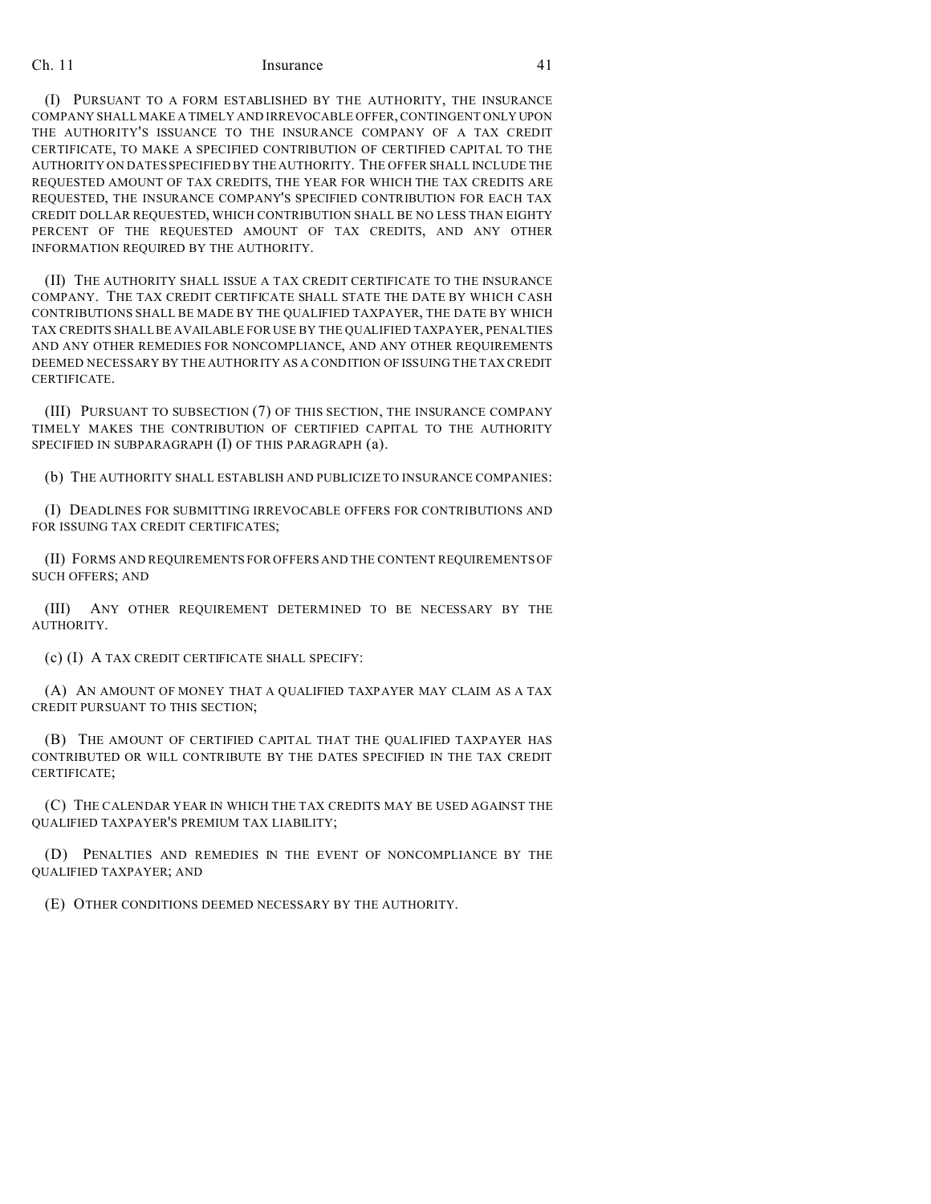(I) PURSUANT TO A FORM ESTABLISHED BY THE AUTHORITY, THE INSURANCE COMPANY SHALL MAKE A TIMELY AND IRREVOCABLE OFFER, CONTINGENT ONLY UPON THE AUTHORITY'S ISSUANCE TO THE INSURANCE COMPANY OF A TAX CREDIT CERTIFICATE, TO MAKE A SPECIFIED CONTRIBUTION OF CERTIFIED CAPITAL TO THE AUTHORITY ON DATES SPECIFIED BY THE AUTHORITY. THE OFFER SHALL INCLUDE THE REQUESTED AMOUNT OF TAX CREDITS, THE YEAR FOR WHICH THE TAX CREDITS ARE REQUESTED, THE INSURANCE COMPANY'S SPECIFIED CONTRIBUTION FOR EACH TAX CREDIT DOLLAR REQUESTED, WHICH CONTRIBUTION SHALL BE NO LESS THAN EIGHTY PERCENT OF THE REQUESTED AMOUNT OF TAX CREDITS, AND ANY OTHER INFORMATION REQUIRED BY THE AUTHORITY.

(II) THE AUTHORITY SHALL ISSUE A TAX CREDIT CERTIFICATE TO THE INSURANCE COMPANY. THE TAX CREDIT CERTIFICATE SHALL STATE THE DATE BY WHICH CASH CONTRIBUTIONS SHALL BE MADE BY THE QUALIFIED TAXPAYER, THE DATE BY WHICH TAX CREDITS SHALL BE AVAILABLE FOR USE BY THE QUALIFIED TAXPAYER, PENALTIES AND ANY OTHER REMEDIES FOR NONCOMPLIANCE, AND ANY OTHER REQUIREMENTS DEEMED NECESSARY BY THE AUTHORITY AS A CONDITION OF ISSUING THE TAX CREDIT CERTIFICATE.

(III) PURSUANT TO SUBSECTION (7) OF THIS SECTION, THE INSURANCE COMPANY TIMELY MAKES THE CONTRIBUTION OF CERTIFIED CAPITAL TO THE AUTHORITY SPECIFIED IN SUBPARAGRAPH (I) OF THIS PARAGRAPH (a).

(b) THE AUTHORITY SHALL ESTABLISH AND PUBLICIZE TO INSURANCE COMPANIES:

(I) DEADLINES FOR SUBMITTING IRREVOCABLE OFFERS FOR CONTRIBUTIONS AND FOR ISSUING TAX CREDIT CERTIFICATES;

(II) FORMS AND REQUIREMENTS FOR OFFERS AND THE CONTENT REQUIREMENTS OF SUCH OFFERS; AND

(III) ANY OTHER REQUIREMENT DETERMINED TO BE NECESSARY BY THE AUTHORITY.

(c) (I) A TAX CREDIT CERTIFICATE SHALL SPECIFY:

(A) AN AMOUNT OF MONEY THAT A QUALIFIED TAXPAYER MAY CLAIM AS A TAX CREDIT PURSUANT TO THIS SECTION;

(B) THE AMOUNT OF CERTIFIED CAPITAL THAT THE QUALIFIED TAXPAYER HAS CONTRIBUTED OR WILL CONTRIBUTE BY THE DATES SPECIFIED IN THE TAX CREDIT CERTIFICATE;

(C) THE CALENDAR YEAR IN WHICH THE TAX CREDITS MAY BE USED AGAINST THE QUALIFIED TAXPAYER'S PREMIUM TAX LIABILITY;

(D) PENALTIES AND REMEDIES IN THE EVENT OF NONCOMPLIANCE BY THE QUALIFIED TAXPAYER; AND

(E) OTHER CONDITIONS DEEMED NECESSARY BY THE AUTHORITY.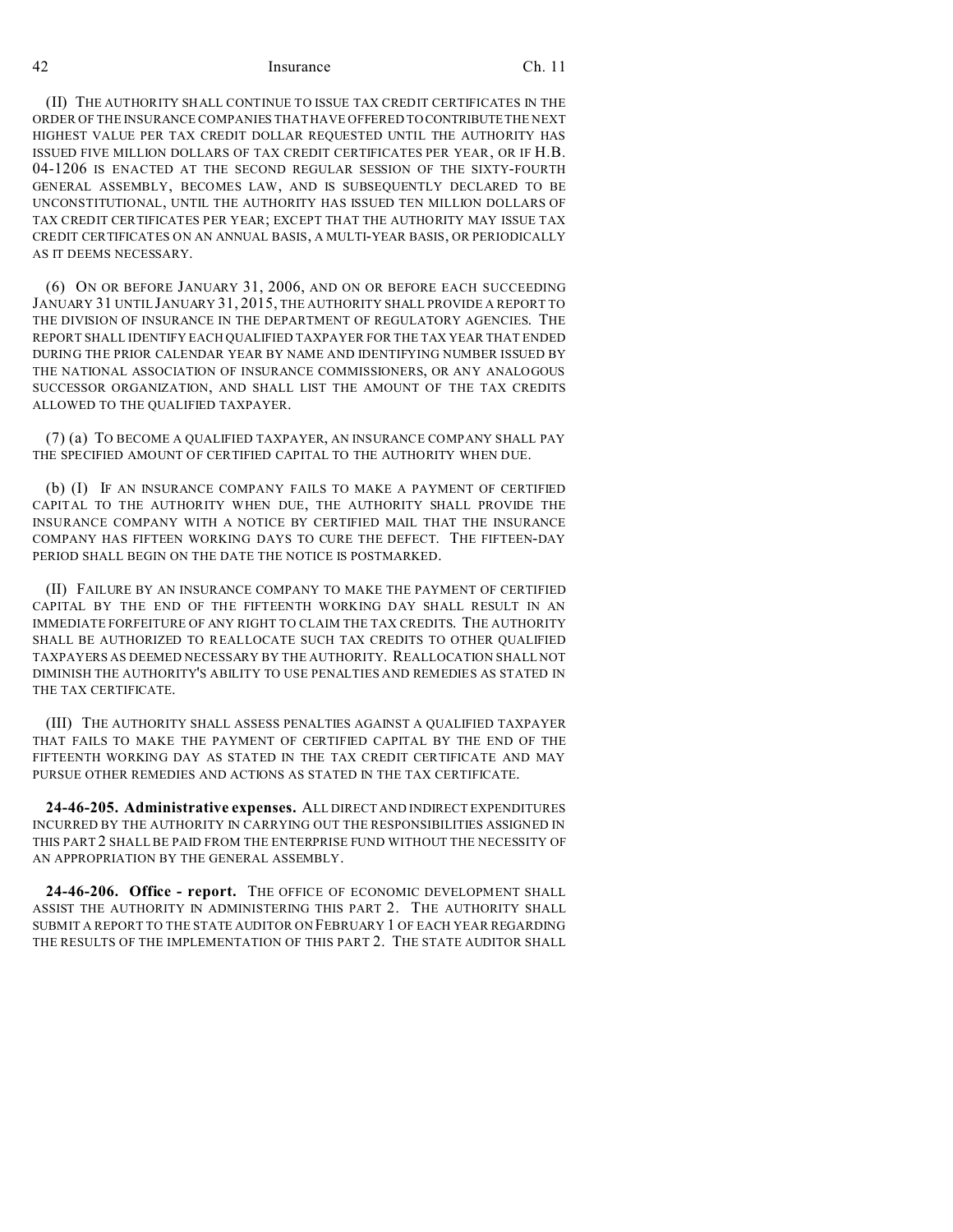(II) THE AUTHORITY SHALL CONTINUE TO ISSUE TAX CREDIT CERTIFICATES IN THE ORDER OF THE INSURANCE COMPANIES THAT HAVE OFFERED TO CONTRIBUTE THE NEXT HIGHEST VALUE PER TAX CREDIT DOLLAR REQUESTED UNTIL THE AUTHORITY HAS ISSUED FIVE MILLION DOLLARS OF TAX CREDIT CERTIFICATES PER YEAR, OR IF H.B. 04-1206 IS ENACTED AT THE SECOND REGULAR SESSION OF THE SIXTY-FOURTH GENERAL ASSEMBLY, BECOMES LAW, AND IS SUBSEQUENTLY DECLARED TO BE UNCONSTITUTIONAL, UNTIL THE AUTHORITY HAS ISSUED TEN MILLION DOLLARS OF TAX CREDIT CERTIFICATES PER YEAR; EXCEPT THAT THE AUTHORITY MAY ISSUE TAX CREDIT CERTIFICATES ON AN ANNUAL BASIS, A MULTI-YEAR BASIS, OR PERIODICALLY AS IT DEEMS NECESSARY.

(6) ON OR BEFORE JANUARY 31, 2006, AND ON OR BEFORE EACH SUCCEEDING JANUARY 31 UNTIL JANUARY 31, 2015, THE AUTHORITY SHALL PROVIDE A REPORT TO THE DIVISION OF INSURANCE IN THE DEPARTMENT OF REGULATORY AGENCIES. THE REPORT SHALL IDENTIFY EACH QUALIFIED TAXPAYER FOR THE TAX YEAR THAT ENDED DURING THE PRIOR CALENDAR YEAR BY NAME AND IDENTIFYING NUMBER ISSUED BY THE NATIONAL ASSOCIATION OF INSURANCE COMMISSIONERS, OR ANY ANALOGOUS SUCCESSOR ORGANIZATION, AND SHALL LIST THE AMOUNT OF THE TAX CREDITS ALLOWED TO THE QUALIFIED TAXPAYER.

(7) (a) TO BECOME A QUALIFIED TAXPAYER, AN INSURANCE COMPANY SHALL PAY THE SPECIFIED AMOUNT OF CERTIFIED CAPITAL TO THE AUTHORITY WHEN DUE.

(b) (I) IF AN INSURANCE COMPANY FAILS TO MAKE A PAYMENT OF CERTIFIED CAPITAL TO THE AUTHORITY WHEN DUE, THE AUTHORITY SHALL PROVIDE THE INSURANCE COMPANY WITH A NOTICE BY CERTIFIED MAIL THAT THE INSURANCE COMPANY HAS FIFTEEN WORKING DAYS TO CURE THE DEFECT. THE FIFTEEN-DAY PERIOD SHALL BEGIN ON THE DATE THE NOTICE IS POSTMARKED.

(II) FAILURE BY AN INSURANCE COMPANY TO MAKE THE PAYMENT OF CERTIFIED CAPITAL BY THE END OF THE FIFTEENTH WORKING DAY SHALL RESULT IN AN IMMEDIATE FORFEITURE OF ANY RIGHT TO CLAIM THE TAX CREDITS. THE AUTHORITY SHALL BE AUTHORIZED TO REALLOCATE SUCH TAX CREDITS TO OTHER QUALIFIED TAXPAYERS AS DEEMED NECESSARY BY THE AUTHORITY. REALLOCATION SHALL NOT DIMINISH THE AUTHORITY'S ABILITY TO USE PENALTIES AND REMEDIES AS STATED IN THE TAX CERTIFICATE.

(III) THE AUTHORITY SHALL ASSESS PENALTIES AGAINST A QUALIFIED TAXPAYER THAT FAILS TO MAKE THE PAYMENT OF CERTIFIED CAPITAL BY THE END OF THE FIFTEENTH WORKING DAY AS STATED IN THE TAX CREDIT CERTIFICATE AND MAY PURSUE OTHER REMEDIES AND ACTIONS AS STATED IN THE TAX CERTIFICATE.

**24-46-205. Administrative expenses.** ALL DIRECT AND INDIRECT EXPENDITURES INCURRED BY THE AUTHORITY IN CARRYING OUT THE RESPONSIBILITIES ASSIGNED IN THIS PART 2 SHALL BE PAID FROM THE ENTERPRISE FUND WITHOUT THE NECESSITY OF AN APPROPRIATION BY THE GENERAL ASSEMBLY.

**24-46-206. Office - report.** THE OFFICE OF ECONOMIC DEVELOPMENT SHALL ASSIST THE AUTHORITY IN ADMINISTERING THIS PART 2. THE AUTHORITY SHALL SUBMIT A REPORT TO THE STATE AUDITOR ON FEBRUARY 1 OF EACH YEAR REGARDING THE RESULTS OF THE IMPLEMENTATION OF THIS PART 2. THE STATE AUDITOR SHALL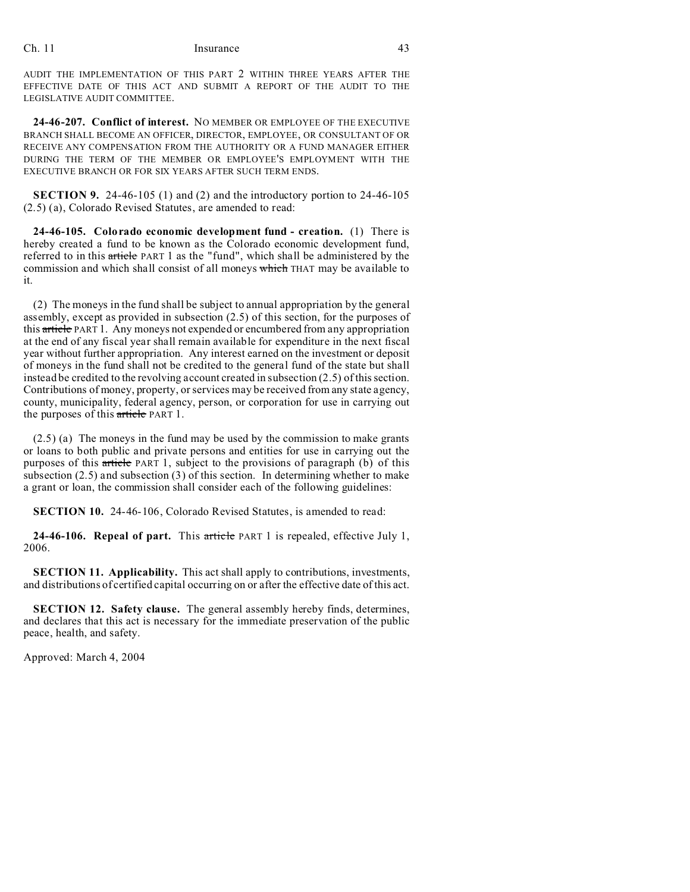AUDIT THE IMPLEMENTATION OF THIS PART 2 WITHIN THREE YEARS AFTER THE EFFECTIVE DATE OF THIS ACT AND SUBMIT A REPORT OF THE AUDIT TO THE LEGISLATIVE AUDIT COMMITTEE.

**24-46-207. Conflict of interest.** NO MEMBER OR EMPLOYEE OF THE EXECUTIVE BRANCH SHALL BECOME AN OFFICER, DIRECTOR, EMPLOYEE, OR CONSULTANT OF OR RECEIVE ANY COMPENSATION FROM THE AUTHORITY OR A FUND MANAGER EITHER DURING THE TERM OF THE MEMBER OR EMPLOYEE'S EMPLOYMENT WITH THE EXECUTIVE BRANCH OR FOR SIX YEARS AFTER SUCH TERM ENDS.

**SECTION 9.** 24-46-105 (1) and (2) and the introductory portion to 24-46-105 (2.5) (a), Colorado Revised Statutes, are amended to read:

**24-46-105. Colorado economic development fund - creation.** (1) There is hereby created a fund to be known as the Colorado economic development fund, referred to in this ~~article~~ PART 1 as the "fund", which shall be administered by the commission and which shall consist of all moneys ~~which~~ THAT may be available to it.

(2) The moneys in the fund shall be subject to annual appropriation by the general assembly, except as provided in subsection (2.5) of this section, for the purposes of this ~~article~~ PART 1. Any moneys not expended or encumbered from any appropriation at the end of any fiscal year shall remain available for expenditure in the next fiscal year without further appropriation. Any interest earned on the investment or deposit of moneys in the fund shall not be credited to the general fund of the state but shall instead be credited to the revolving account created in subsection (2.5) of this section. Contributions of money, property, or services may be received from any state agency, county, municipality, federal agency, person, or corporation for use in carrying out the purposes of this ~~article~~ PART 1.

(2.5) (a) The moneys in the fund may be used by the commission to make grants or loans to both public and private persons and entities for use in carrying out the purposes of this ~~article~~ PART 1, subject to the provisions of paragraph (b) of this subsection (2.5) and subsection (3) of this section. In determining whether to make a grant or loan, the commission shall consider each of the following guidelines:

**SECTION 10.** 24-46-106, Colorado Revised Statutes, is amended to read:

**24-46-106. Repeal of part.** This ~~article~~ PART 1 is repealed, effective July 1, 2006.

**SECTION 11. Applicability.** This act shall apply to contributions, investments, and distributions of certified capital occurring on or after the effective date of this act.

**SECTION 12. Safety clause.** The general assembly hereby finds, determines, and declares that this act is necessary for the immediate preservation of the public peace, health, and safety.

Approved: March 4, 2004